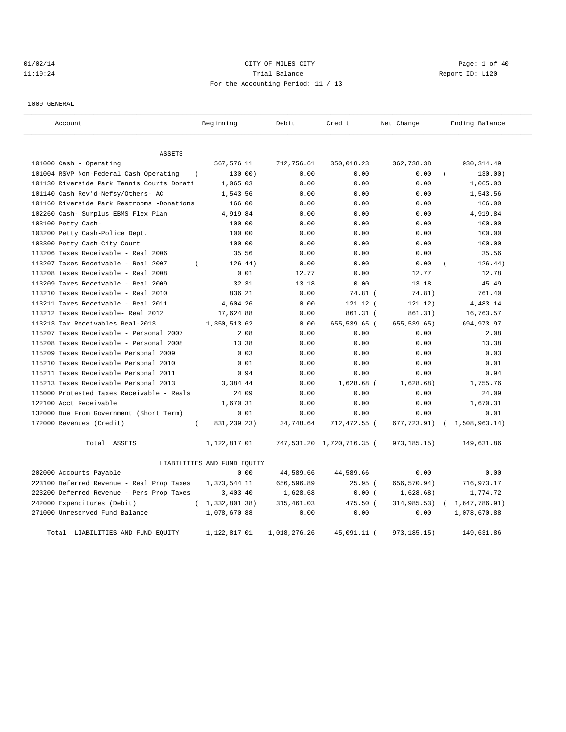CITY OF MILES CITY

Trial Balance

For the Accounting Period: 11 / 13

Report ID: L120

01/02/14
11:10:24

1000 GENERAL

| Account | Beginning | Debit | Credit | Net Change | Ending Balance |
|---|---|---|---|---|---|
| ASSETS | | | | | |
| 101000 Cash - Operating | 567,576.11 | 712,756.61 | 350,018.23 | 362,738.38 | 930,314.49 |
| 101004 RSVP Non-Federal Cash Operating | ( 130.00) | 0.00 | 0.00 | 0.00 | ( 130.00) |
| 101130 Riverside Park Tennis Courts Donati | 1,065.03 | 0.00 | 0.00 | 0.00 | 1,065.03 |
| 101140 Cash Rev'd-Nefsy/Others- AC | 1,543.56 | 0.00 | 0.00 | 0.00 | 1,543.56 |
| 101160 Riverside Park Restrooms -Donations | 166.00 | 0.00 | 0.00 | 0.00 | 166.00 |
| 102260 Cash- Surplus EBMS Flex Plan | 4,919.84 | 0.00 | 0.00 | 0.00 | 4,919.84 |
| 103100 Petty Cash- | 100.00 | 0.00 | 0.00 | 0.00 | 100.00 |
| 103200 Petty Cash-Police Dept. | 100.00 | 0.00 | 0.00 | 0.00 | 100.00 |
| 103300 Petty Cash-City Court | 100.00 | 0.00 | 0.00 | 0.00 | 100.00 |
| 113206 Taxes Receivable - Real 2006 | 35.56 | 0.00 | 0.00 | 0.00 | 35.56 |
| 113207 Taxes Receivable - Real 2007 | ( 126.44) | 0.00 | 0.00 | 0.00 | ( 126.44) |
| 113208 taxes Receivable - Real 2008 | 0.01 | 12.77 | 0.00 | 12.77 | 12.78 |
| 113209 Taxes Receivable - Real 2009 | 32.31 | 13.18 | 0.00 | 13.18 | 45.49 |
| 113210 Taxes Receivable - Real 2010 | 836.21 | 0.00 | 74.81 | ( 74.81) | 761.40 |
| 113211 Taxes Receivable - Real 2011 | 4,604.26 | 0.00 | 121.12 | ( 121.12) | 4,483.14 |
| 113212 Taxes Receivable- Real 2012 | 17,624.88 | 0.00 | 861.31 | ( 861.31) | 16,763.57 |
| 113213 Tax Receivables Real-2013 | 1,350,513.62 | 0.00 | 655,539.65 | ( 655,539.65) | 694,973.97 |
| 115207 Taxes Receivable - Personal 2007 | 2.08 | 0.00 | 0.00 | 0.00 | 2.08 |
| 115208 Taxes Receivable - Personal 2008 | 13.38 | 0.00 | 0.00 | 0.00 | 13.38 |
| 115209 Taxes Receivable Personal 2009 | 0.03 | 0.00 | 0.00 | 0.00 | 0.03 |
| 115210 Taxes Receivable Personal 2010 | 0.01 | 0.00 | 0.00 | 0.00 | 0.01 |
| 115211 Taxes Receivable Personal 2011 | 0.94 | 0.00 | 0.00 | 0.00 | 0.94 |
| 115213 Taxes Receivable Personal 2013 | 3,384.44 | 0.00 | 1,628.68 | ( 1,628.68) | 1,755.76 |
| 116000 Protested Taxes Receivable - Reals | 24.09 | 0.00 | 0.00 | 0.00 | 24.09 |
| 122100 Acct Receivable | 1,670.31 | 0.00 | 0.00 | 0.00 | 1,670.31 |
| 132000 Due From Government (Short Term) | 0.01 | 0.00 | 0.00 | 0.00 | 0.01 |
| 172000 Revenues (Credit) | ( 831,239.23) | 34,748.64 | 712,472.55 | ( 677,723.91) | ( 1,508,963.14) |
| Total ASSETS | 1,122,817.01 | 747,531.20 | 1,720,716.35 | ( 973,185.15) | 149,631.86 |
| LIABILITIES AND FUND EQUITY | | | | | |
| 202000 Accounts Payable | 0.00 | 44,589.66 | 44,589.66 | 0.00 | 0.00 |
| 223100 Deferred Revenue - Real Prop Taxes | 1,373,544.11 | 656,596.89 | 25.95 | ( 656,570.94) | 716,973.17 |
| 223200 Deferred Revenue - Pers Prop Taxes | 3,403.40 | 1,628.68 | 0.00 | ( 1,628.68) | 1,774.72 |
| 242000 Expenditures (Debit) | ( 1,332,801.38) | 315,461.03 | 475.50 | ( 314,985.53) | ( 1,647,786.91) |
| 271000 Unreserved Fund Balance | 1,078,670.88 | 0.00 | 0.00 | 0.00 | 1,078,670.88 |
| Total LIABILITIES AND FUND EQUITY | 1,122,817.01 | 1,018,276.26 | 45,091.11 | ( 973,185.15) | 149,631.86 |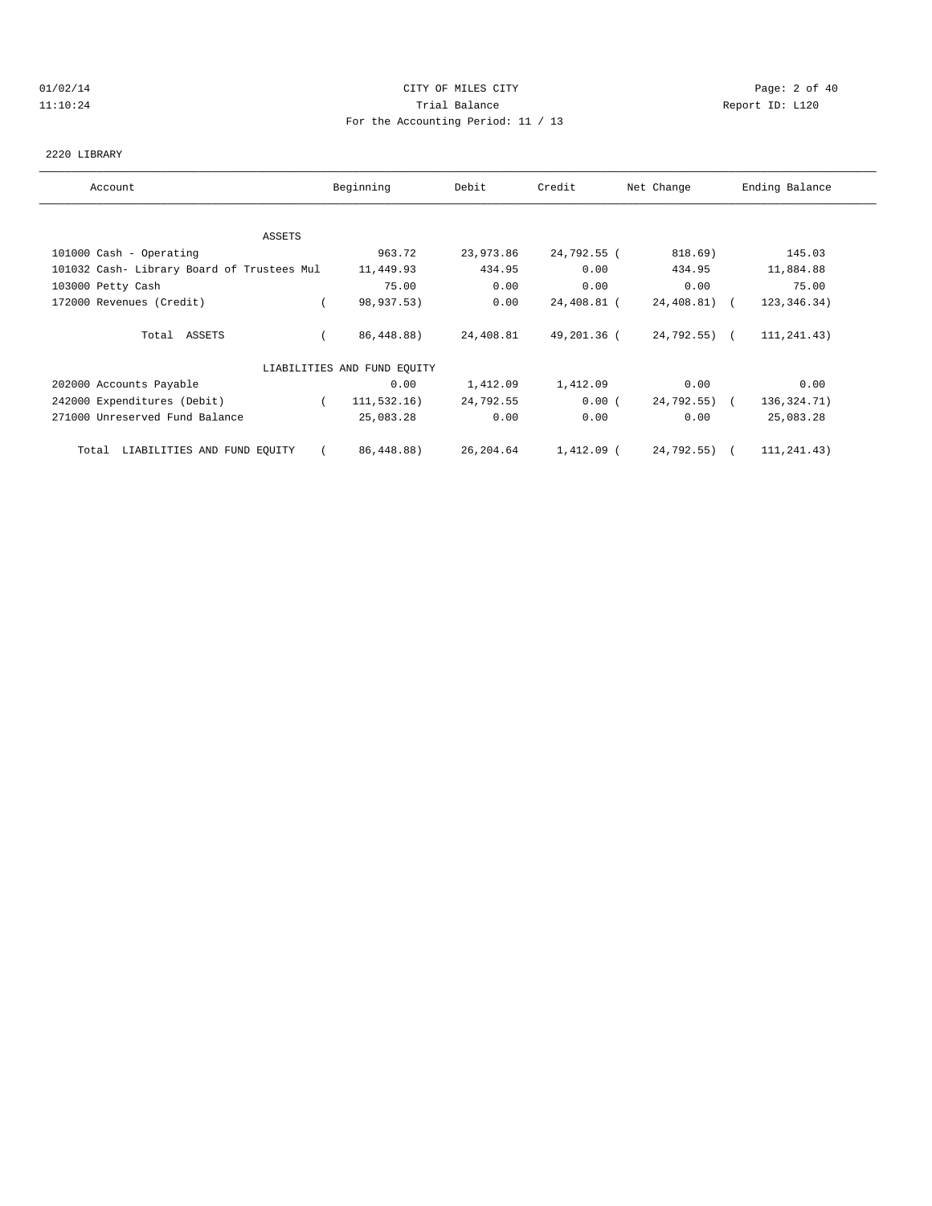CITY OF MILES CITY
Trial Balance
For the Accounting Period: 11 / 13

01/02/14
11:10:24

Report ID: L120

2220 LIBRARY

| Account | Beginning | Debit | Credit | Net Change | Ending Balance |
|---|---|---|---|---|---|
| **ASSETS** | | | | | |
| 101000 Cash - Operating | 963.72 | 23,973.86 | 24,792.55 | ( 818.69) | 145.03 |
| 101032 Cash- Library Board of Trustees Mul | 11,449.93 | 434.95 | 0.00 | 434.95 | 11,884.88 |
| 103000 Petty Cash | 75.00 | 0.00 | 0.00 | 0.00 | 75.00 |
| 172000 Revenues (Credit) | ( 98,937.53) | 0.00 | 24,408.81 | ( 24,408.81) | ( 123,346.34) |
| Total ASSETS | ( 86,448.88) | 24,408.81 | 49,201.36 | ( 24,792.55) | ( 111,241.43) |
| **LIABILITIES AND FUND EQUITY** | | | | | |
| 202000 Accounts Payable | 0.00 | 1,412.09 | 1,412.09 | 0.00 | 0.00 |
| 242000 Expenditures (Debit) | ( 111,532.16) | 24,792.55 | 0.00 | ( 24,792.55) | ( 136,324.71) |
| 271000 Unreserved Fund Balance | 25,083.28 | 0.00 | 0.00 | 0.00 | 25,083.28 |
| Total LIABILITIES AND FUND EQUITY | ( 86,448.88) | 26,204.64 | 1,412.09 | ( 24,792.55) | ( 111,241.43) |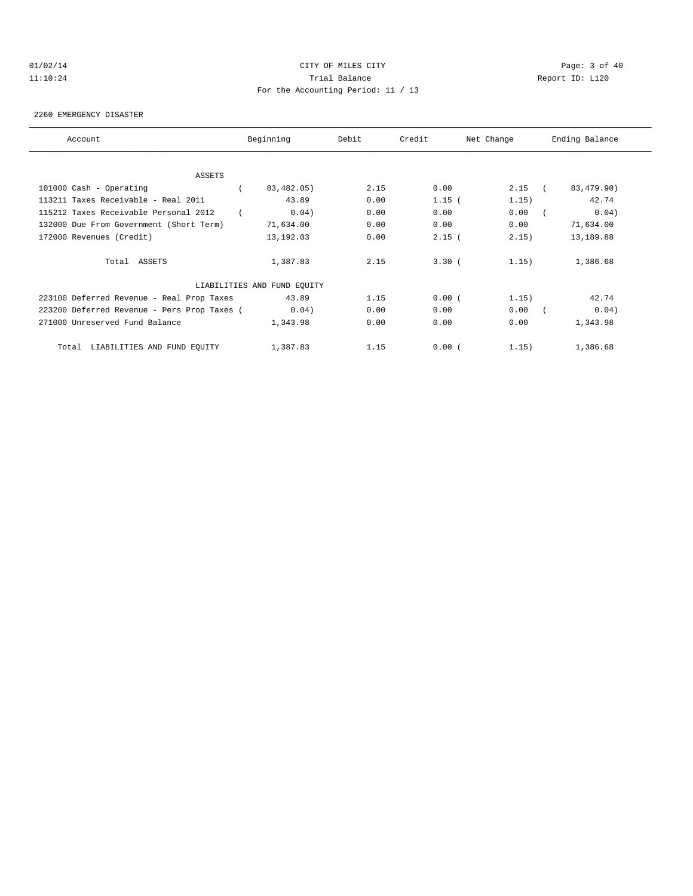CITY OF MILES CITY

Trial Balance

For the Accounting Period: 11 / 13

01/02/14 11:10:24 — Report ID: L120

2260 EMERGENCY DISASTER

| Account | Beginning | Debit | Credit | Net Change | Ending Balance |
|---|---|---|---|---|---|
| ASSETS | | | | | |
| 101000 Cash - Operating | ( 83,482.05) | 2.15 | 0.00 | 2.15 | ( 83,479.90) |
| 113211 Taxes Receivable - Real 2011 | 43.89 | 0.00 | 1.15 | ( 1.15) | 42.74 |
| 115212 Taxes Receivable Personal 2012 | ( 0.04) | 0.00 | 0.00 | 0.00 | ( 0.04) |
| 132000 Due From Government (Short Term) | 71,634.00 | 0.00 | 0.00 | 0.00 | 71,634.00 |
| 172000 Revenues (Credit) | 13,192.03 | 0.00 | 2.15 | ( 2.15) | 13,189.88 |
| Total ASSETS | 1,387.83 | 2.15 | 3.30 | ( 1.15) | 1,386.68 |
| LIABILITIES AND FUND EQUITY | | | | | |
| 223100 Deferred Revenue - Real Prop Taxes | 43.89 | 1.15 | 0.00 | ( 1.15) | 42.74 |
| 223200 Deferred Revenue - Pers Prop Taxes | ( 0.04) | 0.00 | 0.00 | 0.00 | ( 0.04) |
| 271000 Unreserved Fund Balance | 1,343.98 | 0.00 | 0.00 | 0.00 | 1,343.98 |
| Total LIABILITIES AND FUND EQUITY | 1,387.83 | 1.15 | 0.00 | ( 1.15) | 1,386.68 |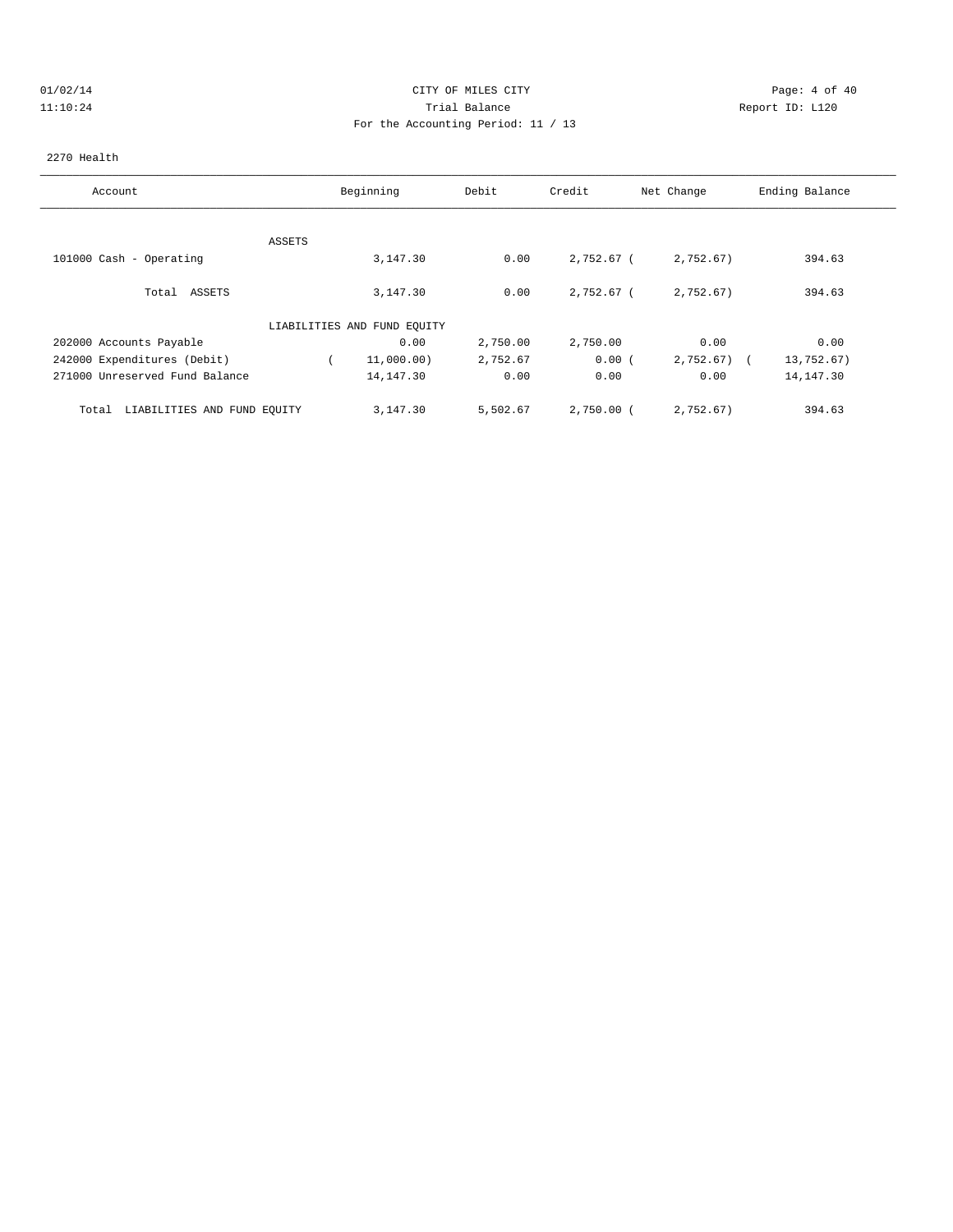CITY OF MILES CITY
Trial Balance
For the Accounting Period: 11 / 13

01/02/14 11:10:24 Report ID: L120

2270 Health

| Account | Beginning | Debit | Credit | Net Change | Ending Balance |
|---|---|---|---|---|---|
| **ASSETS** | | | | | |
| 101000 Cash - Operating | 3,147.30 | 0.00 | 2,752.67 | (2,752.67) | 394.63 |
| Total ASSETS | 3,147.30 | 0.00 | 2,752.67 | (2,752.67) | 394.63 |
| **LIABILITIES AND FUND EQUITY** | | | | | |
| 202000 Accounts Payable | 0.00 | 2,750.00 | 2,750.00 | 0.00 | 0.00 |
| 242000 Expenditures (Debit) | (11,000.00) | 2,752.67 | 0.00 | (2,752.67) | (13,752.67) |
| 271000 Unreserved Fund Balance | 14,147.30 | 0.00 | 0.00 | 0.00 | 14,147.30 |
| Total LIABILITIES AND FUND EQUITY | 3,147.30 | 5,502.67 | 2,750.00 | (2,752.67) | 394.63 |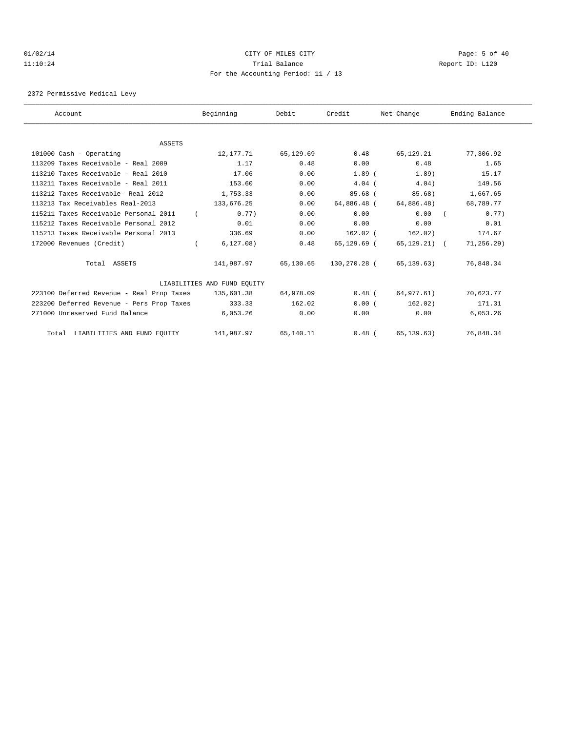01/02/14 CITY OF MILES CITY
11:10:24 Trial Balance Report ID: L120
For the Accounting Period: 11 / 13

2372 Permissive Medical Levy

| Account | Beginning | Debit | Credit | Net Change | Ending Balance |
|---|---|---|---|---|---|
| ASSETS | | | | | |
| 101000 Cash - Operating | 12,177.71 | 65,129.69 | 0.48 | 65,129.21 | 77,306.92 |
| 113209 Taxes Receivable - Real 2009 | 1.17 | 0.48 | 0.00 | 0.48 | 1.65 |
| 113210 Taxes Receivable - Real 2010 | 17.06 | 0.00 | 1.89 | ( 1.89) | 15.17 |
| 113211 Taxes Receivable - Real 2011 | 153.60 | 0.00 | 4.04 | ( 4.04) | 149.56 |
| 113212 Taxes Receivable- Real 2012 | 1,753.33 | 0.00 | 85.68 | ( 85.68) | 1,667.65 |
| 113213 Tax Receivables Real-2013 | 133,676.25 | 0.00 | 64,886.48 | ( 64,886.48) | 68,789.77 |
| 115211 Taxes Receivable Personal 2011 | ( 0.77) | 0.00 | 0.00 | 0.00 | ( 0.77) |
| 115212 Taxes Receivable Personal 2012 | 0.01 | 0.00 | 0.00 | 0.00 | 0.01 |
| 115213 Taxes Receivable Personal 2013 | 336.69 | 0.00 | 162.02 | ( 162.02) | 174.67 |
| 172000 Revenues (Credit) | ( 6,127.08) | 0.48 | 65,129.69 | ( 65,129.21) | ( 71,256.29) |
| Total ASSETS | 141,987.97 | 65,130.65 | 130,270.28 | ( 65,139.63) | 76,848.34 |
| LIABILITIES AND FUND EQUITY | | | | | |
| 223100 Deferred Revenue - Real Prop Taxes | 135,601.38 | 64,978.09 | 0.48 | ( 64,977.61) | 70,623.77 |
| 223200 Deferred Revenue - Pers Prop Taxes | 333.33 | 162.02 | 0.00 | ( 162.02) | 171.31 |
| 271000 Unreserved Fund Balance | 6,053.26 | 0.00 | 0.00 | 0.00 | 6,053.26 |
| Total LIABILITIES AND FUND EQUITY | 141,987.97 | 65,140.11 | 0.48 | ( 65,139.63) | 76,848.34 |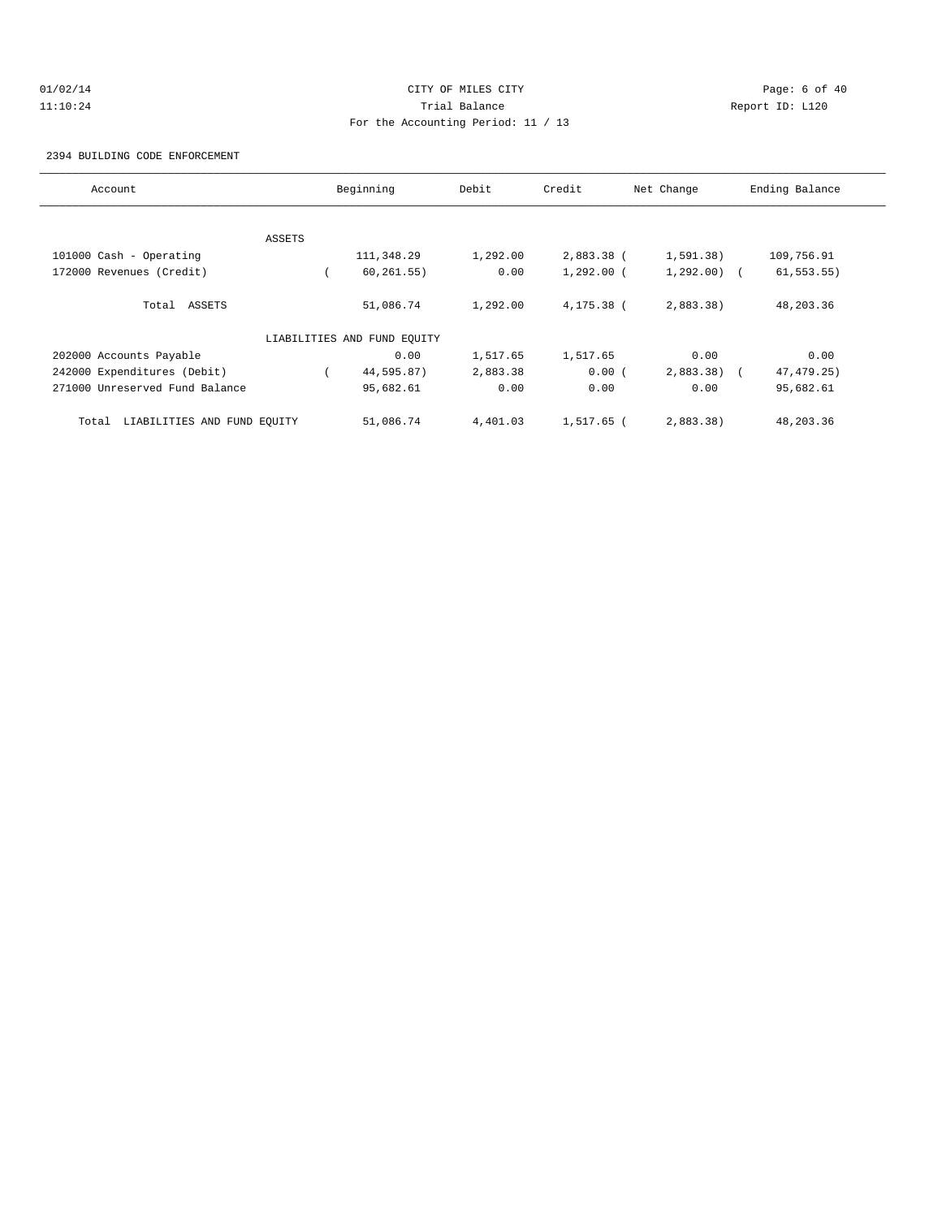CITY OF MILES CITY
Trial Balance
For the Accounting Period: 11 / 13

01/02/14
11:10:24

Report ID: L120

2394 BUILDING CODE ENFORCEMENT

| Account | Beginning | Debit | Credit | Net Change | Ending Balance |
|---|---|---|---|---|---|
| ASSETS | | | | | |
| 101000 Cash - Operating | 111,348.29 | 1,292.00 | 2,883.38 | ( 1,591.38) | 109,756.91 |
| 172000 Revenues (Credit) | ( 60,261.55) | 0.00 | 1,292.00 | ( 1,292.00) | ( 61,553.55) |
| Total ASSETS | 51,086.74 | 1,292.00 | 4,175.38 | ( 2,883.38) | 48,203.36 |
| LIABILITIES AND FUND EQUITY | | | | | |
| 202000 Accounts Payable | 0.00 | 1,517.65 | 1,517.65 | 0.00 | 0.00 |
| 242000 Expenditures (Debit) | ( 44,595.87) | 2,883.38 | 0.00 | ( 2,883.38) | ( 47,479.25) |
| 271000 Unreserved Fund Balance | 95,682.61 | 0.00 | 0.00 | 0.00 | 95,682.61 |
| Total LIABILITIES AND FUND EQUITY | 51,086.74 | 4,401.03 | 1,517.65 | ( 2,883.38) | 48,203.36 |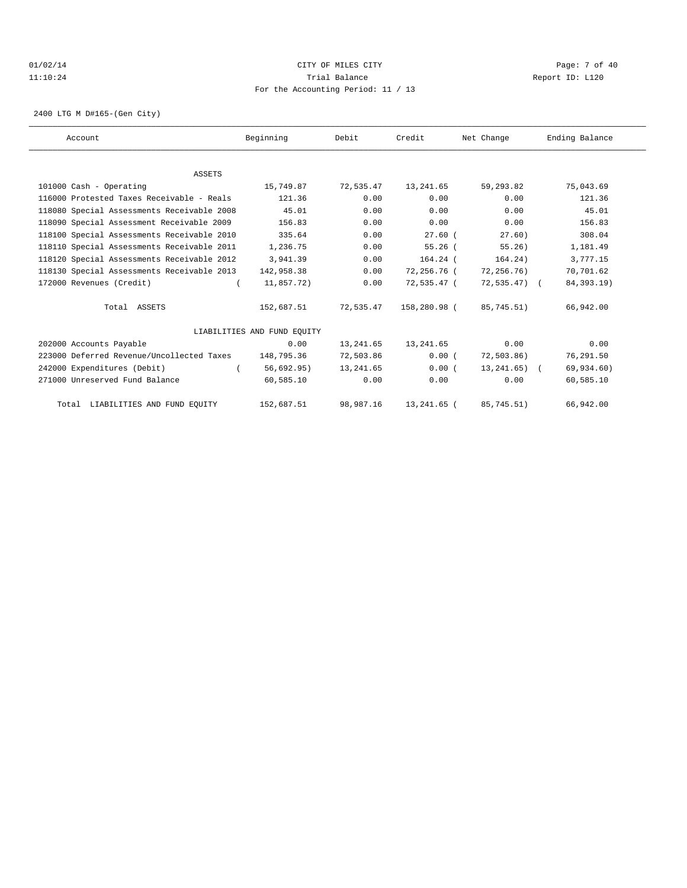CITY OF MILES CITY

Trial Balance

For the Accounting Period: 11 / 13

01/02/14
11:10:24

Report ID: L120

2400 LTG M D#165-(Gen City)

| Account | Beginning | Debit | Credit | Net Change | Ending Balance |
|---|---|---|---|---|---|
| **ASSETS** | | | | | |
| 101000 Cash - Operating | 15,749.87 | 72,535.47 | 13,241.65 | 59,293.82 | 75,043.69 |
| 116000 Protested Taxes Receivable - Reals | 121.36 | 0.00 | 0.00 | 0.00 | 121.36 |
| 118080 Special Assessments Receivable 2008 | 45.01 | 0.00 | 0.00 | 0.00 | 45.01 |
| 118090 Special Assessment Receivable 2009 | 156.83 | 0.00 | 0.00 | 0.00 | 156.83 |
| 118100 Special Assessments Receivable 2010 | 335.64 | 0.00 | 27.60 | (27.60) | 308.04 |
| 118110 Special Assessments Receivable 2011 | 1,236.75 | 0.00 | 55.26 | (55.26) | 1,181.49 |
| 118120 Special Assessments Receivable 2012 | 3,941.39 | 0.00 | 164.24 | (164.24) | 3,777.15 |
| 118130 Special Assessments Receivable 2013 | 142,958.38 | 0.00 | 72,256.76 | (72,256.76) | 70,701.62 |
| 172000 Revenues (Credit) | (11,857.72) | 0.00 | 72,535.47 | (72,535.47) | (84,393.19) |
| Total ASSETS | 152,687.51 | 72,535.47 | 158,280.98 | (85,745.51) | 66,942.00 |
| **LIABILITIES AND FUND EQUITY** | | | | | |
| 202000 Accounts Payable | 0.00 | 13,241.65 | 13,241.65 | 0.00 | 0.00 |
| 223000 Deferred Revenue/Uncollected Taxes | 148,795.36 | 72,503.86 | 0.00 | (72,503.86) | 76,291.50 |
| 242000 Expenditures (Debit) | (56,692.95) | 13,241.65 | 0.00 | (13,241.65) | (69,934.60) |
| 271000 Unreserved Fund Balance | 60,585.10 | 0.00 | 0.00 | 0.00 | 60,585.10 |
| Total LIABILITIES AND FUND EQUITY | 152,687.51 | 98,987.16 | 13,241.65 | (85,745.51) | 66,942.00 |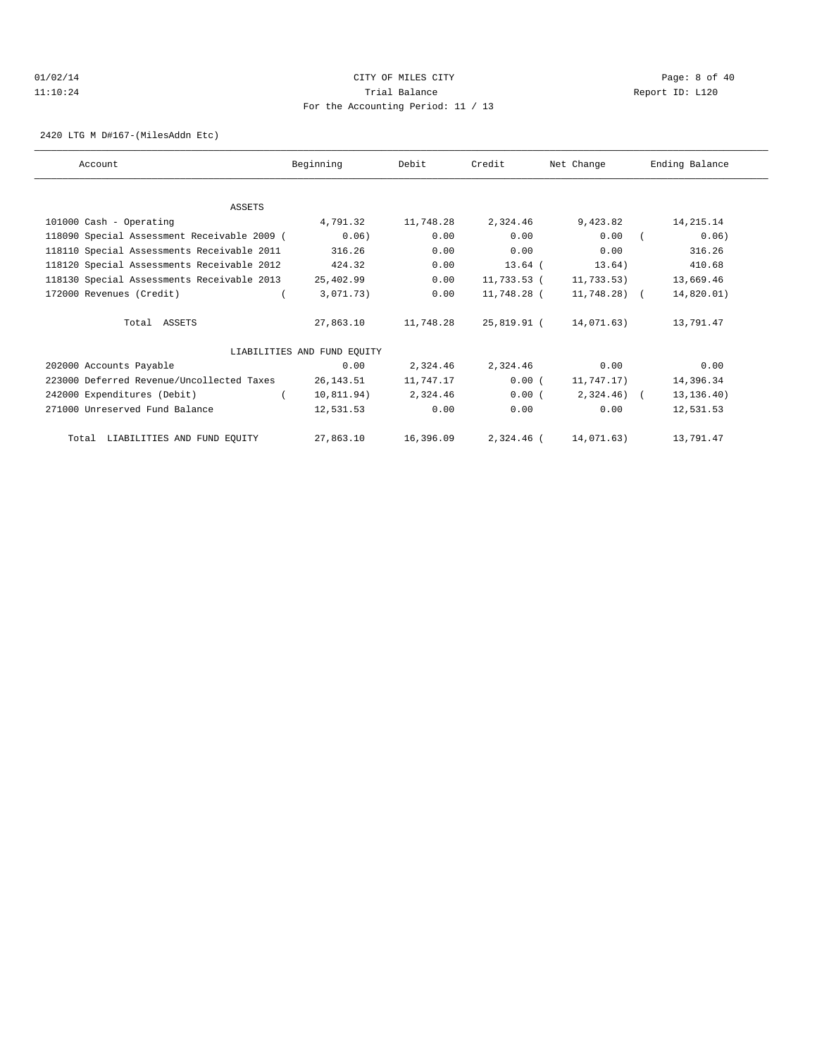01/02/14 CITY OF MILES CITY
11:10:24 Trial Balance Report ID: L120
For the Accounting Period: 11 / 13

2420 LTG M D#167-(MilesAddn Etc)

| Account | Beginning | Debit | Credit | Net Change | Ending Balance |
|---|---|---|---|---|---|
| ASSETS | | | | | |
| 101000 Cash - Operating | 4,791.32 | 11,748.28 | 2,324.46 | 9,423.82 | 14,215.14 |
| 118090 Special Assessment Receivable 2009 | (0.06) | 0.00 | 0.00 | 0.00 | (0.06) |
| 118110 Special Assessments Receivable 2011 | 316.26 | 0.00 | 0.00 | 0.00 | 316.26 |
| 118120 Special Assessments Receivable 2012 | 424.32 | 0.00 | 13.64 | (13.64) | 410.68 |
| 118130 Special Assessments Receivable 2013 | 25,402.99 | 0.00 | 11,733.53 | (11,733.53) | 13,669.46 |
| 172000 Revenues (Credit) | (3,071.73) | 0.00 | 11,748.28 | (11,748.28) | (14,820.01) |
| Total ASSETS | 27,863.10 | 11,748.28 | 25,819.91 | (14,071.63) | 13,791.47 |
| LIABILITIES AND FUND EQUITY | | | | | |
| 202000 Accounts Payable | 0.00 | 2,324.46 | 2,324.46 | 0.00 | 0.00 |
| 223000 Deferred Revenue/Uncollected Taxes | 26,143.51 | 11,747.17 | 0.00 | (11,747.17) | 14,396.34 |
| 242000 Expenditures (Debit) | (10,811.94) | 2,324.46 | 0.00 | (2,324.46) | (13,136.40) |
| 271000 Unreserved Fund Balance | 12,531.53 | 0.00 | 0.00 | 0.00 | 12,531.53 |
| Total LIABILITIES AND FUND EQUITY | 27,863.10 | 16,396.09 | 2,324.46 | (14,071.63) | 13,791.47 |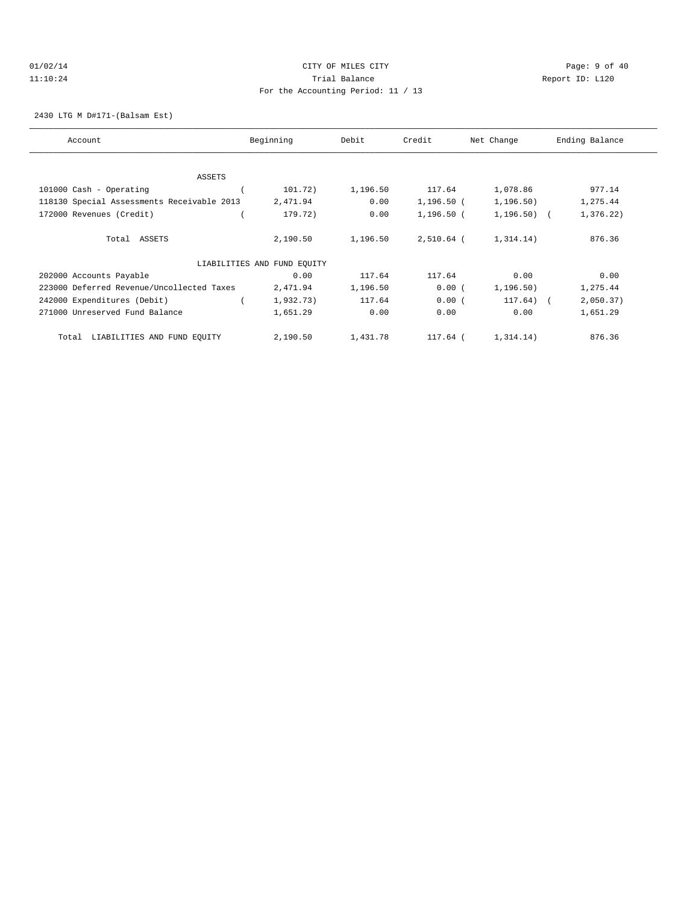CITY OF MILES CITY

Trial Balance

For the Accounting Period: 11 / 13

01/02/14 11:10:24 Report ID: L120

2430 LTG M D#171-(Balsam Est)

| Account | Beginning | Debit | Credit | Net Change | Ending Balance |
|---|---|---|---|---|---|
| ASSETS | | | | | |
| 101000 Cash - Operating | ( 101.72) | 1,196.50 | 117.64 | 1,078.86 | 977.14 |
| 118130 Special Assessments Receivable 2013 | 2,471.94 | 0.00 | 1,196.50 | ( 1,196.50) | 1,275.44 |
| 172000 Revenues (Credit) | ( 179.72) | 0.00 | 1,196.50 | ( 1,196.50) | ( 1,376.22) |
| Total ASSETS | 2,190.50 | 1,196.50 | 2,510.64 | ( 1,314.14) | 876.36 |
| LIABILITIES AND FUND EQUITY | | | | | |
| 202000 Accounts Payable | 0.00 | 117.64 | 117.64 | 0.00 | 0.00 |
| 223000 Deferred Revenue/Uncollected Taxes | 2,471.94 | 1,196.50 | 0.00 | ( 1,196.50) | 1,275.44 |
| 242000 Expenditures (Debit) | ( 1,932.73) | 117.64 | 0.00 | ( 117.64) | ( 2,050.37) |
| 271000 Unreserved Fund Balance | 1,651.29 | 0.00 | 0.00 | 0.00 | 1,651.29 |
| Total LIABILITIES AND FUND EQUITY | 2,190.50 | 1,431.78 | 117.64 | ( 1,314.14) | 876.36 |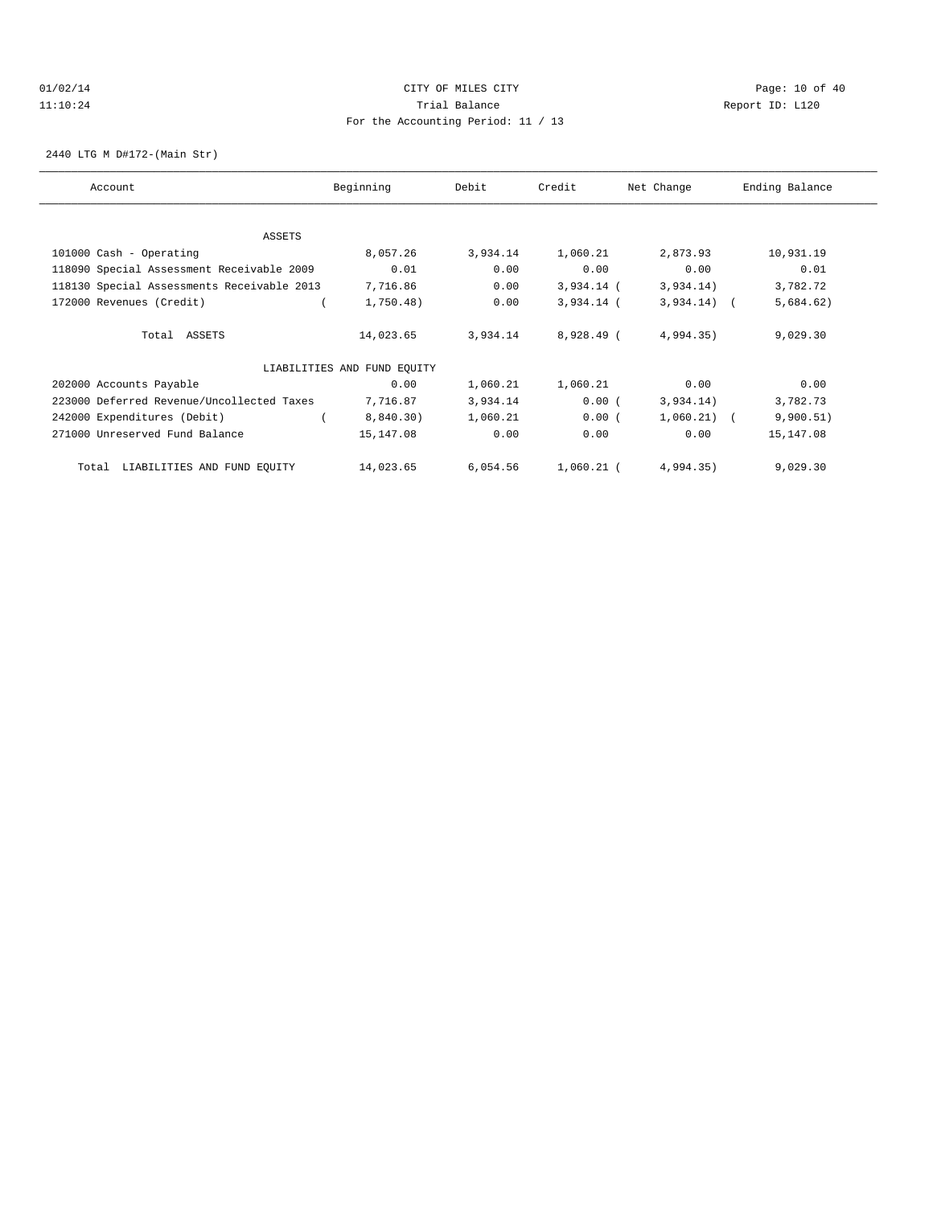CITY OF MILES CITY

Trial Balance

For the Accounting Period: 11 / 13

01/02/14 11:10:24 Report ID: L120

2440 LTG M D#172-(Main Str)

| Account | Beginning | Debit | Credit | Net Change | Ending Balance |
|---|---|---|---|---|---|
| **ASSETS** | | | | | |
| 101000 Cash - Operating | 8,057.26 | 3,934.14 | 1,060.21 | 2,873.93 | 10,931.19 |
| 118090 Special Assessment Receivable 2009 | 0.01 | 0.00 | 0.00 | 0.00 | 0.01 |
| 118130 Special Assessments Receivable 2013 | 7,716.86 | 0.00 | 3,934.14 | ( 3,934.14) | 3,782.72 |
| 172000 Revenues (Credit) | ( 1,750.48) | 0.00 | 3,934.14 | ( 3,934.14) | ( 5,684.62) |
| Total ASSETS | 14,023.65 | 3,934.14 | 8,928.49 | ( 4,994.35) | 9,029.30 |
| **LIABILITIES AND FUND EQUITY** | | | | | |
| 202000 Accounts Payable | 0.00 | 1,060.21 | 1,060.21 | 0.00 | 0.00 |
| 223000 Deferred Revenue/Uncollected Taxes | 7,716.87 | 3,934.14 | 0.00 | ( 3,934.14) | 3,782.73 |
| 242000 Expenditures (Debit) | ( 8,840.30) | 1,060.21 | 0.00 | ( 1,060.21) | ( 9,900.51) |
| 271000 Unreserved Fund Balance | 15,147.08 | 0.00 | 0.00 | 0.00 | 15,147.08 |
| Total LIABILITIES AND FUND EQUITY | 14,023.65 | 6,054.56 | 1,060.21 | ( 4,994.35) | 9,029.30 |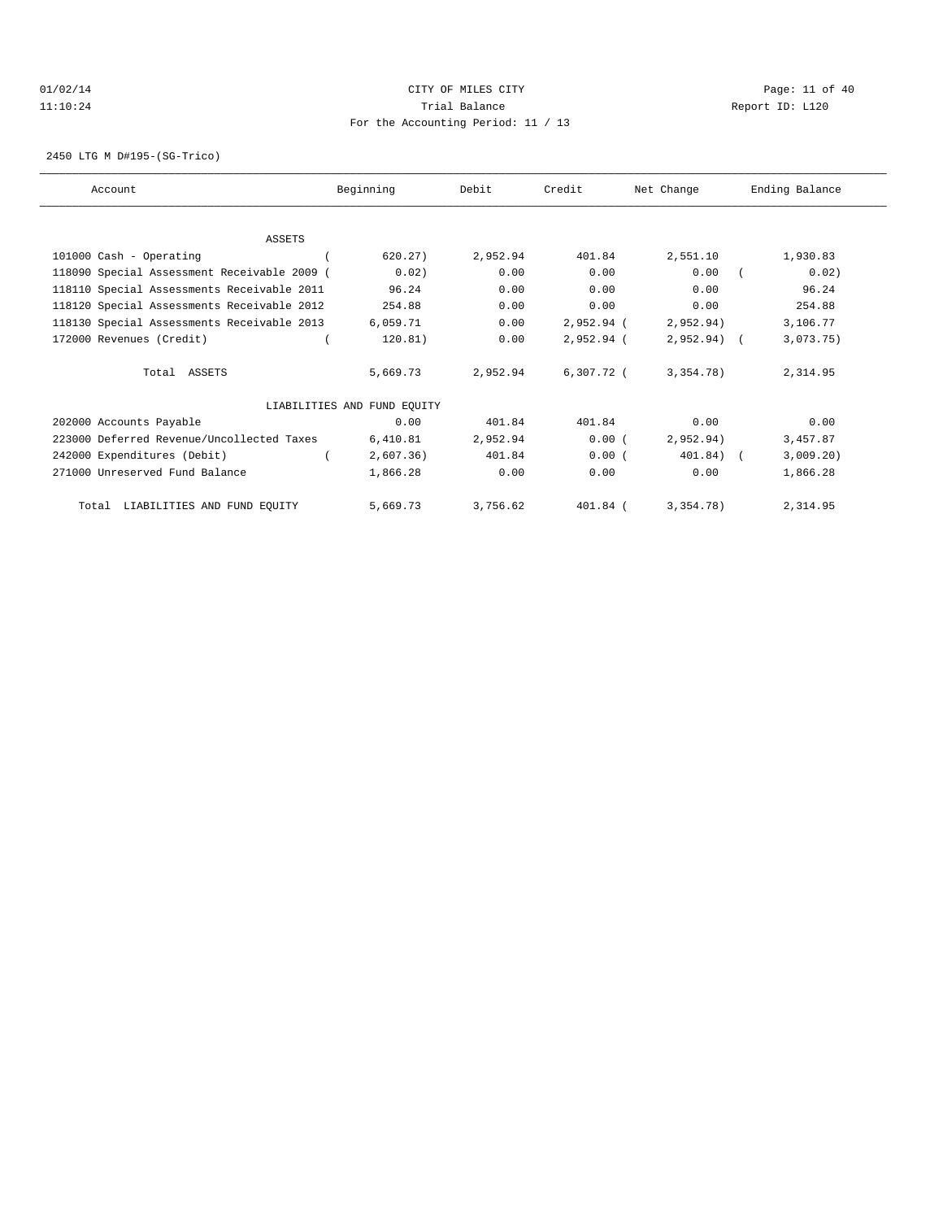# CITY OF MILES CITY

01/02/14 11:10:24

Trial Balance

Report ID: L120

For the Accounting Period: 11 / 13

2450 LTG M D#195-(SG-Trico)

| Account | Beginning | Debit | Credit | Net Change | Ending Balance |
|---|---|---|---|---|---|
| ASSETS | | | | | |
| 101000 Cash - Operating | ( 620.27) | 2,952.94 | 401.84 | 2,551.10 | 1,930.83 |
| 118090 Special Assessment Receivable 2009 | ( 0.02) | 0.00 | 0.00 | 0.00 | ( 0.02) |
| 118110 Special Assessments Receivable 2011 | 96.24 | 0.00 | 0.00 | 0.00 | 96.24 |
| 118120 Special Assessments Receivable 2012 | 254.88 | 0.00 | 0.00 | 0.00 | 254.88 |
| 118130 Special Assessments Receivable 2013 | 6,059.71 | 0.00 | 2,952.94 | ( 2,952.94) | 3,106.77 |
| 172000 Revenues (Credit) | ( 120.81) | 0.00 | 2,952.94 | ( 2,952.94) | ( 3,073.75) |
| Total ASSETS | 5,669.73 | 2,952.94 | 6,307.72 | ( 3,354.78) | 2,314.95 |
| LIABILITIES AND FUND EQUITY | | | | | |
| 202000 Accounts Payable | 0.00 | 401.84 | 401.84 | 0.00 | 0.00 |
| 223000 Deferred Revenue/Uncollected Taxes | 6,410.81 | 2,952.94 | 0.00 | ( 2,952.94) | 3,457.87 |
| 242000 Expenditures (Debit) | ( 2,607.36) | 401.84 | 0.00 | ( 401.84) | ( 3,009.20) |
| 271000 Unreserved Fund Balance | 1,866.28 | 0.00 | 0.00 | 0.00 | 1,866.28 |
| Total LIABILITIES AND FUND EQUITY | 5,669.73 | 3,756.62 | 401.84 | ( 3,354.78) | 2,314.95 |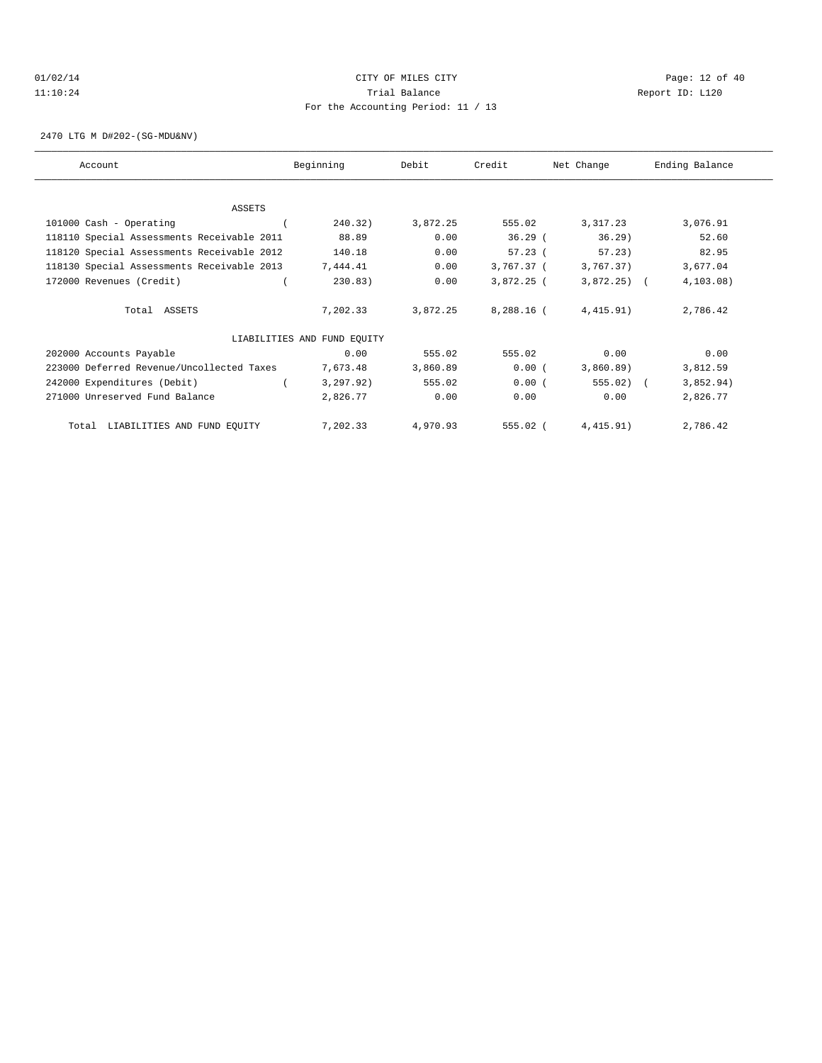CITY OF MILES CITY
Trial Balance
For the Accounting Period: 11 / 13

01/02/14 11:10:24 — Report ID: L120

2470 LTG M D#202-(SG-MDU&NV)

| Account | Beginning | Debit | Credit | Net Change | Ending Balance |
|---|---|---|---|---|---|
| ASSETS | | | | | |
| 101000 Cash - Operating | ( 240.32) | 3,872.25 | 555.02 | 3,317.23 | 3,076.91 |
| 118110 Special Assessments Receivable 2011 | 88.89 | 0.00 | 36.29 | ( 36.29) | 52.60 |
| 118120 Special Assessments Receivable 2012 | 140.18 | 0.00 | 57.23 | ( 57.23) | 82.95 |
| 118130 Special Assessments Receivable 2013 | 7,444.41 | 0.00 | 3,767.37 | ( 3,767.37) | 3,677.04 |
| 172000 Revenues (Credit) | ( 230.83) | 0.00 | 3,872.25 | ( 3,872.25) | ( 4,103.08) |
| Total ASSETS | 7,202.33 | 3,872.25 | 8,288.16 | ( 4,415.91) | 2,786.42 |
| LIABILITIES AND FUND EQUITY | | | | | |
| 202000 Accounts Payable | 0.00 | 555.02 | 555.02 | 0.00 | 0.00 |
| 223000 Deferred Revenue/Uncollected Taxes | 7,673.48 | 3,860.89 | 0.00 | ( 3,860.89) | 3,812.59 |
| 242000 Expenditures (Debit) | ( 3,297.92) | 555.02 | 0.00 | ( 555.02) | ( 3,852.94) |
| 271000 Unreserved Fund Balance | 2,826.77 | 0.00 | 0.00 | 0.00 | 2,826.77 |
| Total LIABILITIES AND FUND EQUITY | 7,202.33 | 4,970.93 | 555.02 | ( 4,415.91) | 2,786.42 |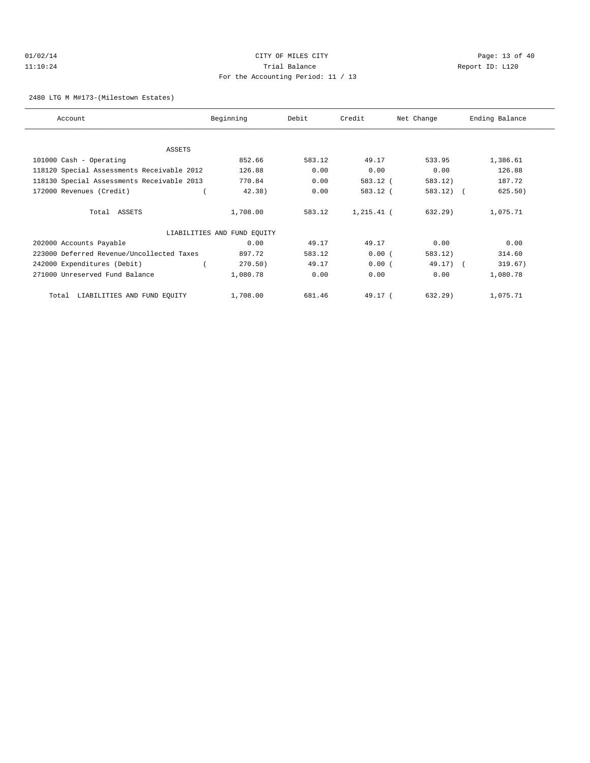CITY OF MILES CITY

Trial Balance

For the Accounting Period: 11 / 13

01/02/14 11:10:24 Report ID: L120

2480 LTG M M#173-(Milestown Estates)

| Account | Beginning | Debit | Credit | Net Change | Ending Balance |
|---|---|---|---|---|---|
| ASSETS | | | | | |
| 101000 Cash - Operating | 852.66 | 583.12 | 49.17 | 533.95 | 1,386.61 |
| 118120 Special Assessments Receivable 2012 | 126.88 | 0.00 | 0.00 | 0.00 | 126.88 |
| 118130 Special Assessments Receivable 2013 | 770.84 | 0.00 | 583.12 | ( 583.12) | 187.72 |
| 172000 Revenues (Credit) | ( 42.38) | 0.00 | 583.12 | ( 583.12) | ( 625.50) |
| Total ASSETS | 1,708.00 | 583.12 | 1,215.41 | ( 632.29) | 1,075.71 |
| LIABILITIES AND FUND EQUITY | | | | | |
| 202000 Accounts Payable | 0.00 | 49.17 | 49.17 | 0.00 | 0.00 |
| 223000 Deferred Revenue/Uncollected Taxes | 897.72 | 583.12 | 0.00 | ( 583.12) | 314.60 |
| 242000 Expenditures (Debit) | ( 270.50) | 49.17 | 0.00 | ( 49.17) | ( 319.67) |
| 271000 Unreserved Fund Balance | 1,080.78 | 0.00 | 0.00 | 0.00 | 1,080.78 |
| Total LIABILITIES AND FUND EQUITY | 1,708.00 | 681.46 | 49.17 | ( 632.29) | 1,075.71 |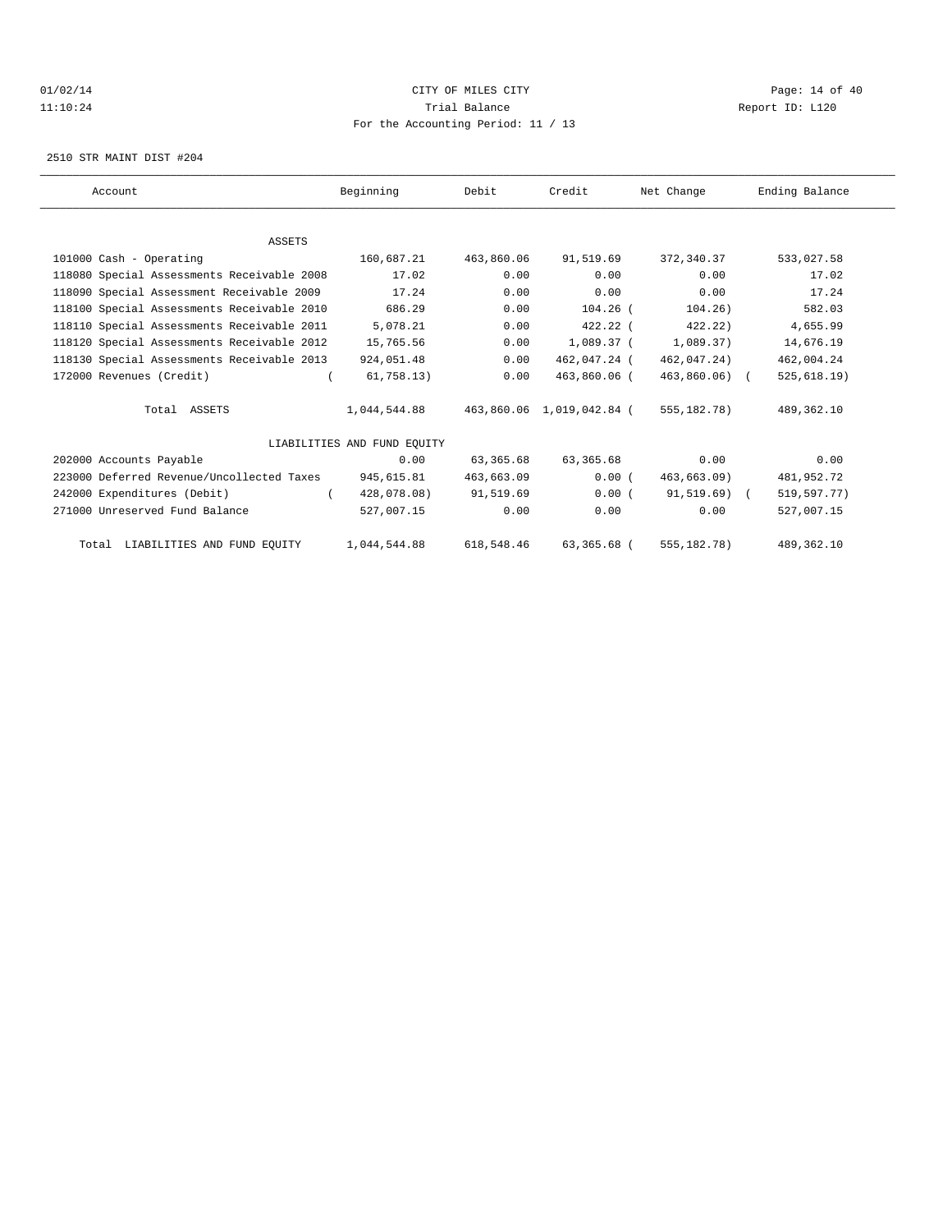CITY OF MILES CITY
Trial Balance
For the Accounting Period: 11 / 13

01/02/14
11:10:24

Report ID: L120

2510 STR MAINT DIST #204

| Account | Beginning | Debit | Credit | Net Change | Ending Balance |
|---|---|---|---|---|---|
| ASSETS | | | | | |
| 101000 Cash - Operating | 160,687.21 | 463,860.06 | 91,519.69 | 372,340.37 | 533,027.58 |
| 118080 Special Assessments Receivable 2008 | 17.02 | 0.00 | 0.00 | 0.00 | 17.02 |
| 118090 Special Assessment Receivable 2009 | 17.24 | 0.00 | 0.00 | 0.00 | 17.24 |
| 118100 Special Assessments Receivable 2010 | 686.29 | 0.00 | 104.26 | ( 104.26) | 582.03 |
| 118110 Special Assessments Receivable 2011 | 5,078.21 | 0.00 | 422.22 | ( 422.22) | 4,655.99 |
| 118120 Special Assessments Receivable 2012 | 15,765.56 | 0.00 | 1,089.37 | ( 1,089.37) | 14,676.19 |
| 118130 Special Assessments Receivable 2013 | 924,051.48 | 0.00 | 462,047.24 | ( 462,047.24) | 462,004.24 |
| 172000 Revenues (Credit) | ( 61,758.13) | 0.00 | 463,860.06 | ( 463,860.06) | ( 525,618.19) |
| Total ASSETS | 1,044,544.88 | 463,860.06 | 1,019,042.84 | ( 555,182.78) | 489,362.10 |
| LIABILITIES AND FUND EQUITY | | | | | |
| 202000 Accounts Payable | 0.00 | 63,365.68 | 63,365.68 | 0.00 | 0.00 |
| 223000 Deferred Revenue/Uncollected Taxes | 945,615.81 | 463,663.09 | 0.00 | ( 463,663.09) | 481,952.72 |
| 242000 Expenditures (Debit) | ( 428,078.08) | 91,519.69 | 0.00 | ( 91,519.69) | ( 519,597.77) |
| 271000 Unreserved Fund Balance | 527,007.15 | 0.00 | 0.00 | 0.00 | 527,007.15 |
| Total LIABILITIES AND FUND EQUITY | 1,044,544.88 | 618,548.46 | 63,365.68 | ( 555,182.78) | 489,362.10 |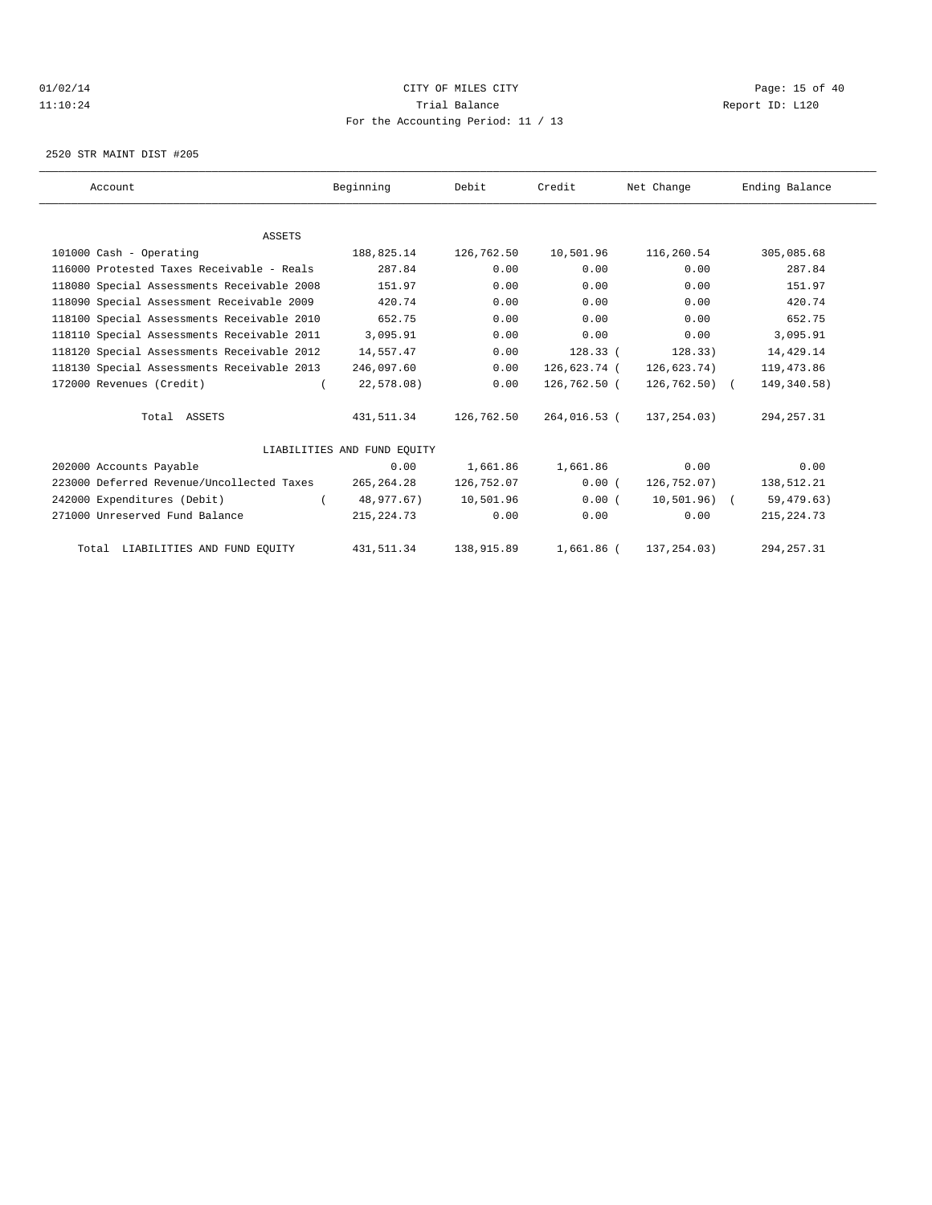CITY OF MILES CITY
Trial Balance
For the Accounting Period: 11 / 13

01/02/14 11:10:24 — Report ID: L120

2520 STR MAINT DIST #205

| Account | Beginning | Debit | Credit | Net Change | Ending Balance |
|---|---|---|---|---|---|
| ASSETS | | | | | |
| 101000 Cash - Operating | 188,825.14 | 126,762.50 | 10,501.96 | 116,260.54 | 305,085.68 |
| 116000 Protested Taxes Receivable - Reals | 287.84 | 0.00 | 0.00 | 0.00 | 287.84 |
| 118080 Special Assessments Receivable 2008 | 151.97 | 0.00 | 0.00 | 0.00 | 151.97 |
| 118090 Special Assessment Receivable 2009 | 420.74 | 0.00 | 0.00 | 0.00 | 420.74 |
| 118100 Special Assessments Receivable 2010 | 652.75 | 0.00 | 0.00 | 0.00 | 652.75 |
| 118110 Special Assessments Receivable 2011 | 3,095.91 | 0.00 | 0.00 | 0.00 | 3,095.91 |
| 118120 Special Assessments Receivable 2012 | 14,557.47 | 0.00 | 128.33 | ( 128.33) | 14,429.14 |
| 118130 Special Assessments Receivable 2013 | 246,097.60 | 0.00 | 126,623.74 | ( 126,623.74) | 119,473.86 |
| 172000 Revenues (Credit) | ( 22,578.08) | 0.00 | 126,762.50 | ( 126,762.50) | ( 149,340.58) |
| Total ASSETS | 431,511.34 | 126,762.50 | 264,016.53 | ( 137,254.03) | 294,257.31 |
| LIABILITIES AND FUND EQUITY | | | | | |
| 202000 Accounts Payable | 0.00 | 1,661.86 | 1,661.86 | 0.00 | 0.00 |
| 223000 Deferred Revenue/Uncollected Taxes | 265,264.28 | 126,752.07 | 0.00 | ( 126,752.07) | 138,512.21 |
| 242000 Expenditures (Debit) | ( 48,977.67) | 10,501.96 | 0.00 | ( 10,501.96) | ( 59,479.63) |
| 271000 Unreserved Fund Balance | 215,224.73 | 0.00 | 0.00 | 0.00 | 215,224.73 |
| Total LIABILITIES AND FUND EQUITY | 431,511.34 | 138,915.89 | 1,661.86 | ( 137,254.03) | 294,257.31 |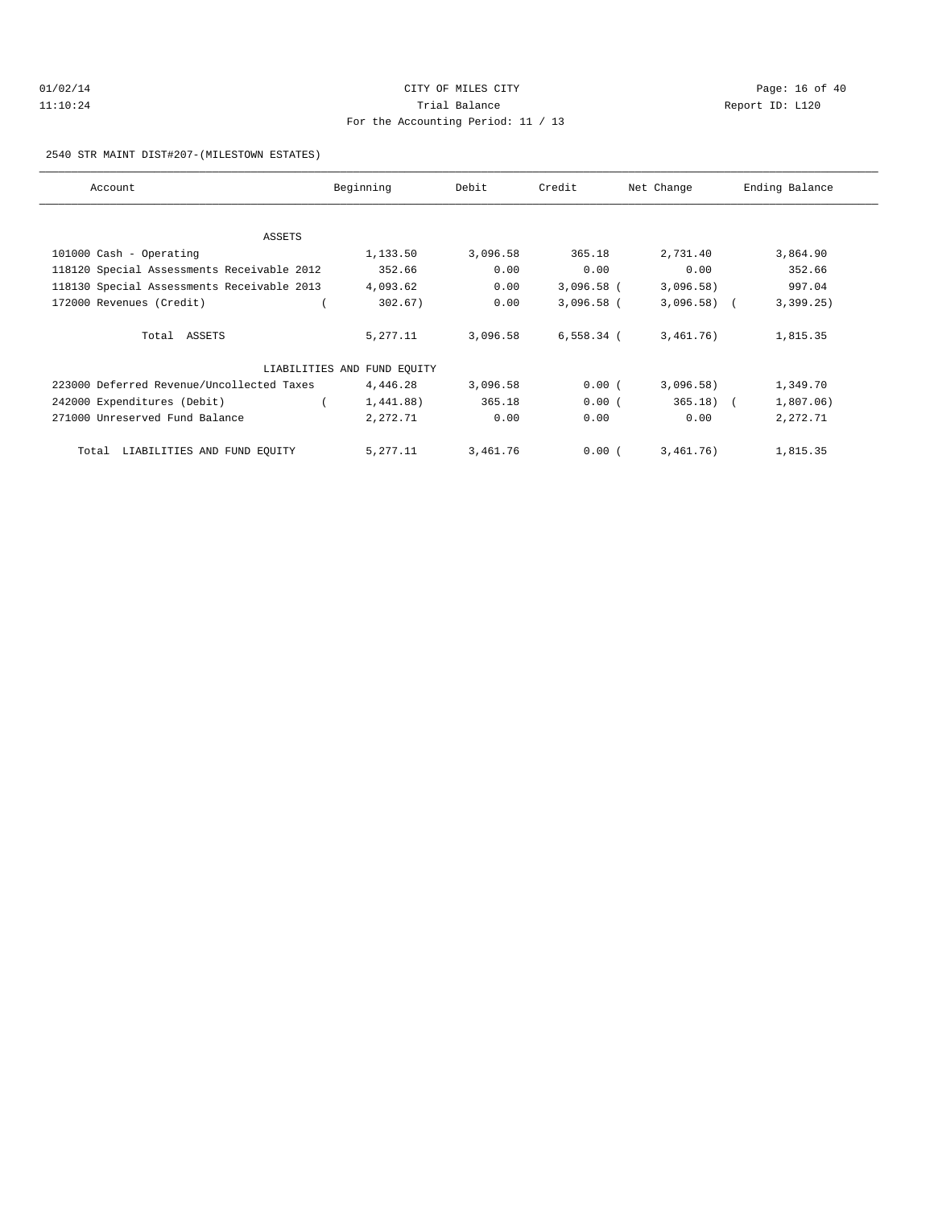CITY OF MILES CITY

Trial Balance

For the Accounting Period: 11 / 13

2540 STR MAINT DIST#207-(MILESTOWN ESTATES)

| Account | Beginning | Debit | Credit | Net Change | Ending Balance |
|---|---|---|---|---|---|
| ASSETS | | | | | |
| 101000 Cash - Operating | 1,133.50 | 3,096.58 | 365.18 | 2,731.40 | 3,864.90 |
| 118120 Special Assessments Receivable 2012 | 352.66 | 0.00 | 0.00 | 0.00 | 352.66 |
| 118130 Special Assessments Receivable 2013 | 4,093.62 | 0.00 | 3,096.58 | (3,096.58) | 997.04 |
| 172000 Revenues (Credit) | (302.67) | 0.00 | 3,096.58 | (3,096.58) | (3,399.25) |
| Total ASSETS | 5,277.11 | 3,096.58 | 6,558.34 | (3,461.76) | 1,815.35 |
| LIABILITIES AND FUND EQUITY | | | | | |
| 223000 Deferred Revenue/Uncollected Taxes | 4,446.28 | 3,096.58 | 0.00 | (3,096.58) | 1,349.70 |
| 242000 Expenditures (Debit) | (1,441.88) | 365.18 | 0.00 | (365.18) | (1,807.06) |
| 271000 Unreserved Fund Balance | 2,272.71 | 0.00 | 0.00 | 0.00 | 2,272.71 |
| Total LIABILITIES AND FUND EQUITY | 5,277.11 | 3,461.76 | 0.00 | (3,461.76) | 1,815.35 |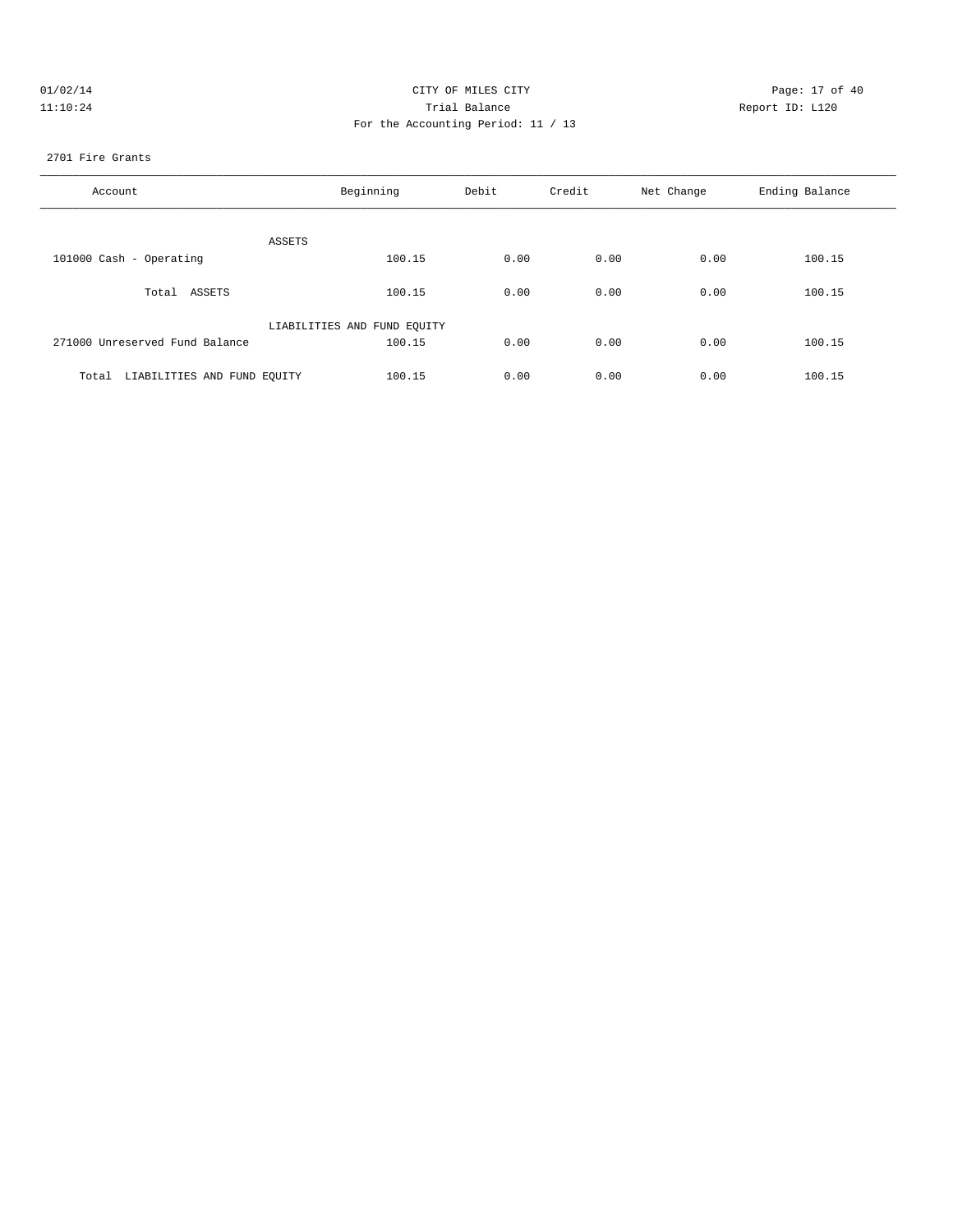CITY OF MILES CITY
Trial Balance
For the Accounting Period: 11 / 13

01/02/14 11:10:24 — Report ID: L120

2701 Fire Grants

| Account | Beginning | Debit | Credit | Net Change | Ending Balance |
|---|---|---|---|---|---|
| ASSETS | | | | | |
| 101000 Cash - Operating | 100.15 | 0.00 | 0.00 | 0.00 | 100.15 |
| Total ASSETS | 100.15 | 0.00 | 0.00 | 0.00 | 100.15 |
| LIABILITIES AND FUND EQUITY | | | | | |
| 271000 Unreserved Fund Balance | 100.15 | 0.00 | 0.00 | 0.00 | 100.15 |
| Total LIABILITIES AND FUND EQUITY | 100.15 | 0.00 | 0.00 | 0.00 | 100.15 |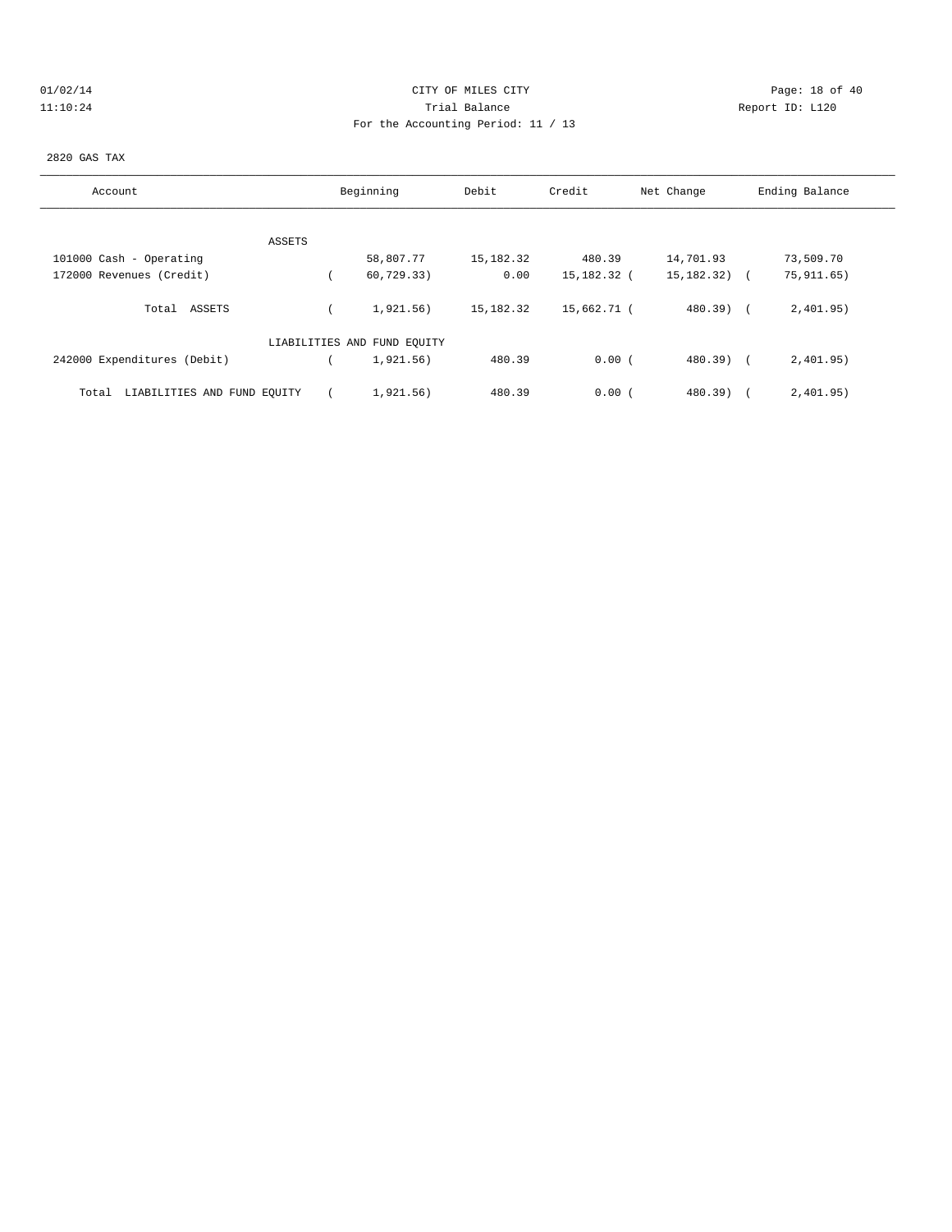CITY OF MILES CITY
Trial Balance
For the Accounting Period: 11 / 13

2820 GAS TAX

| Account | Beginning | Debit | Credit | Net Change | Ending Balance |
|---|---|---|---|---|---|
| ASSETS | | | | | |
| 101000 Cash - Operating | 58,807.77 | 15,182.32 | 480.39 | 14,701.93 | 73,509.70 |
| 172000 Revenues (Credit) | ( 60,729.33) | 0.00 | 15,182.32 | ( 15,182.32) | ( 75,911.65) |
| Total ASSETS | ( 1,921.56) | 15,182.32 | 15,662.71 | ( 480.39) | ( 2,401.95) |
| LIABILITIES AND FUND EQUITY | | | | | |
| 242000 Expenditures (Debit) | ( 1,921.56) | 480.39 | 0.00 | ( 480.39) | ( 2,401.95) |
| Total LIABILITIES AND FUND EQUITY | ( 1,921.56) | 480.39 | 0.00 | ( 480.39) | ( 2,401.95) |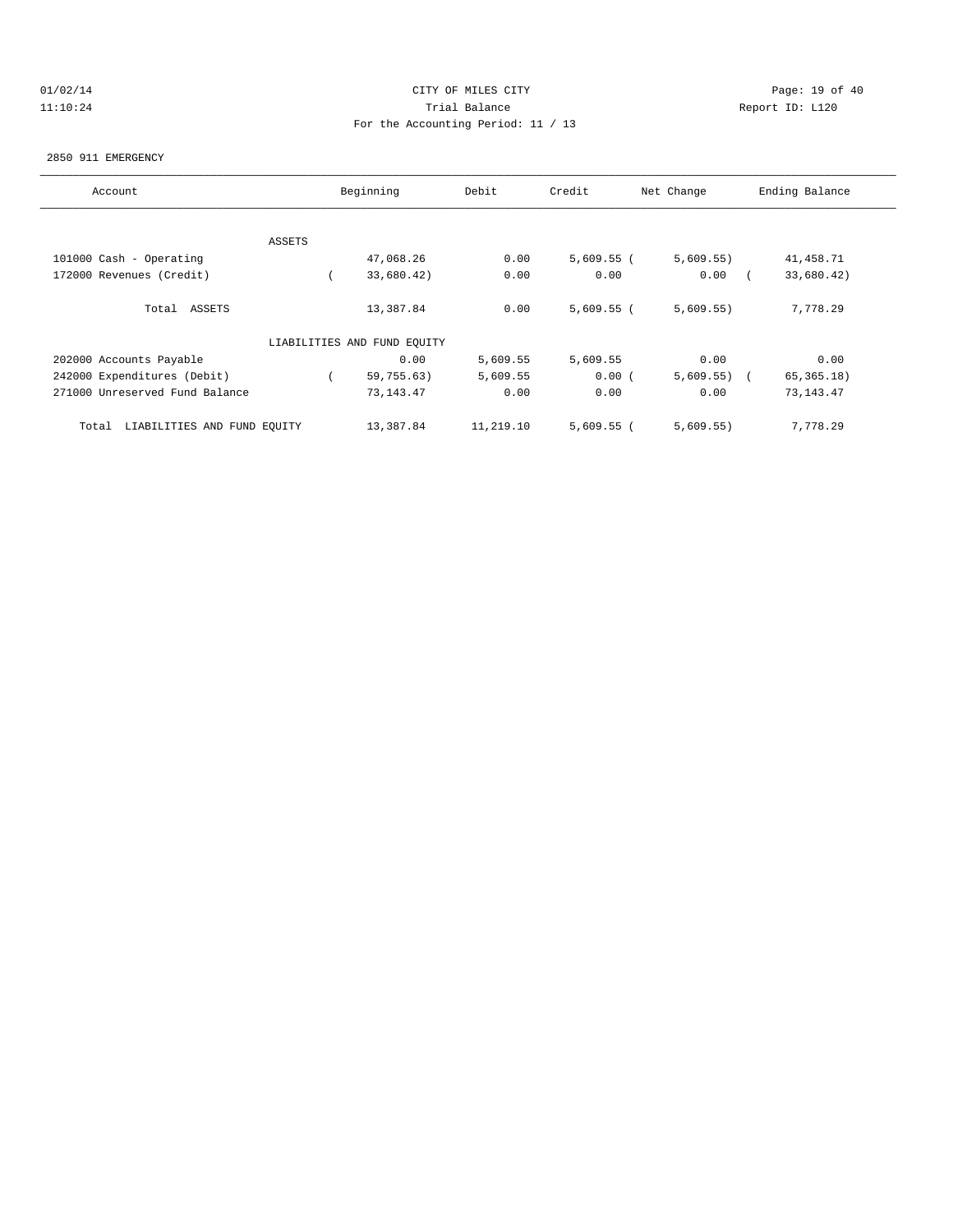01/02/14 CITY OF MILES CITY
11:10:24 Trial Balance Report ID: L120
For the Accounting Period: 11 / 13

2850 911 EMERGENCY

| Account | Beginning | Debit | Credit | Net Change | Ending Balance |
|---|---|---|---|---|---|
| ASSETS | | | | | |
| 101000 Cash - Operating | 47,068.26 | 0.00 | 5,609.55 | ( 5,609.55) | 41,458.71 |
| 172000 Revenues (Credit) | ( 33,680.42) | 0.00 | 0.00 | 0.00 | ( 33,680.42) |
| Total ASSETS | 13,387.84 | 0.00 | 5,609.55 | ( 5,609.55) | 7,778.29 |
| LIABILITIES AND FUND EQUITY | | | | | |
| 202000 Accounts Payable | 0.00 | 5,609.55 | 5,609.55 | 0.00 | 0.00 |
| 242000 Expenditures (Debit) | ( 59,755.63) | 5,609.55 | 0.00 | ( 5,609.55) | ( 65,365.18) |
| 271000 Unreserved Fund Balance | 73,143.47 | 0.00 | 0.00 | 0.00 | 73,143.47 |
| Total LIABILITIES AND FUND EQUITY | 13,387.84 | 11,219.10 | 5,609.55 | ( 5,609.55) | 7,778.29 |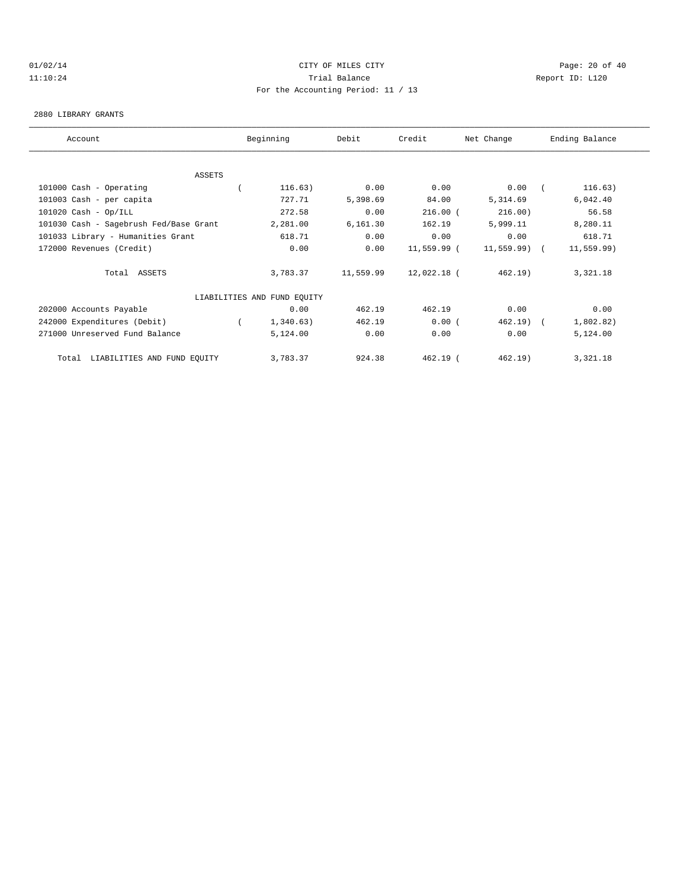CITY OF MILES CITY

Trial Balance

For the Accounting Period: 11 / 13

01/02/14 11:10:24 Report ID: L120

2880 LIBRARY GRANTS

| Account | Beginning | Debit | Credit | Net Change | Ending Balance |
|---|---|---|---|---|---|
| ASSETS | | | | | |
| 101000 Cash - Operating | ( 116.63) | 0.00 | 0.00 | 0.00 | ( 116.63) |
| 101003 Cash - per capita | 727.71 | 5,398.69 | 84.00 | 5,314.69 | 6,042.40 |
| 101020 Cash - Op/ILL | 272.58 | 0.00 | 216.00 | ( 216.00) | 56.58 |
| 101030 Cash - Sagebrush Fed/Base Grant | 2,281.00 | 6,161.30 | 162.19 | 5,999.11 | 8,280.11 |
| 101033 Library - Humanities Grant | 618.71 | 0.00 | 0.00 | 0.00 | 618.71 |
| 172000 Revenues (Credit) | 0.00 | 0.00 | 11,559.99 | ( 11,559.99) | ( 11,559.99) |
| Total ASSETS | 3,783.37 | 11,559.99 | 12,022.18 | ( 462.19) | 3,321.18 |
| LIABILITIES AND FUND EQUITY | | | | | |
| 202000 Accounts Payable | 0.00 | 462.19 | 462.19 | 0.00 | 0.00 |
| 242000 Expenditures (Debit) | ( 1,340.63) | 462.19 | 0.00 | ( 462.19) | ( 1,802.82) |
| 271000 Unreserved Fund Balance | 5,124.00 | 0.00 | 0.00 | 0.00 | 5,124.00 |
| Total LIABILITIES AND FUND EQUITY | 3,783.37 | 924.38 | 462.19 | ( 462.19) | 3,321.18 |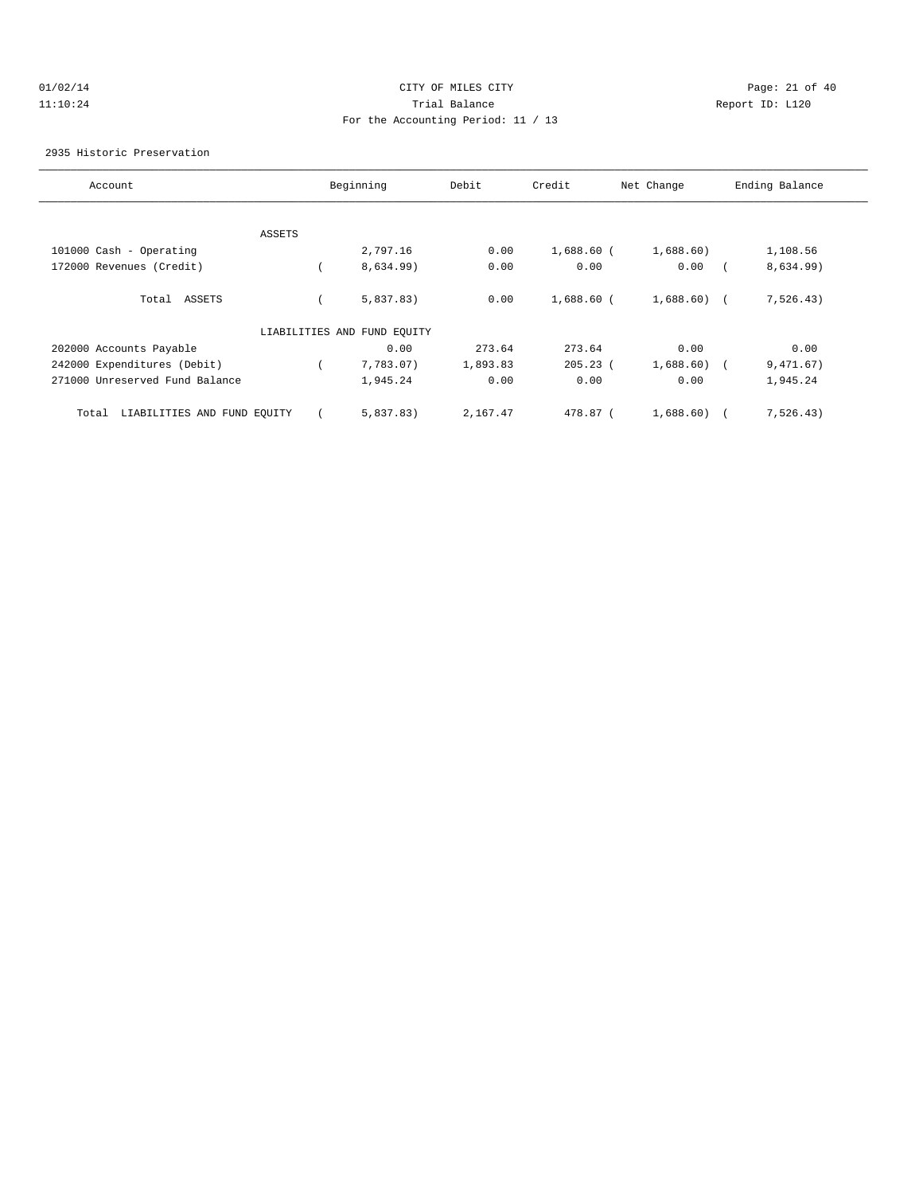CITY OF MILES CITY
Trial Balance
For the Accounting Period: 11 / 13

01/02/14
11:10:24

Report ID: L120

2935 Historic Preservation

| Account | Beginning | Debit | Credit | Net Change | Ending Balance |
|---|---|---|---|---|---|
| ASSETS | | | | | |
| 101000 Cash - Operating | 2,797.16 | 0.00 | 1,688.60 | (1,688.60) | 1,108.56 |
| 172000 Revenues (Credit) | (8,634.99) | 0.00 | 0.00 | 0.00 | (8,634.99) |
| Total ASSETS | (5,837.83) | 0.00 | 1,688.60 | (1,688.60) | (7,526.43) |
| LIABILITIES AND FUND EQUITY | | | | | |
| 202000 Accounts Payable | 0.00 | 273.64 | 273.64 | 0.00 | 0.00 |
| 242000 Expenditures (Debit) | (7,783.07) | 1,893.83 | 205.23 | (1,688.60) | (9,471.67) |
| 271000 Unreserved Fund Balance | 1,945.24 | 0.00 | 0.00 | 0.00 | 1,945.24 |
| Total LIABILITIES AND FUND EQUITY | (5,837.83) | 2,167.47 | 478.87 | (1,688.60) | (7,526.43) |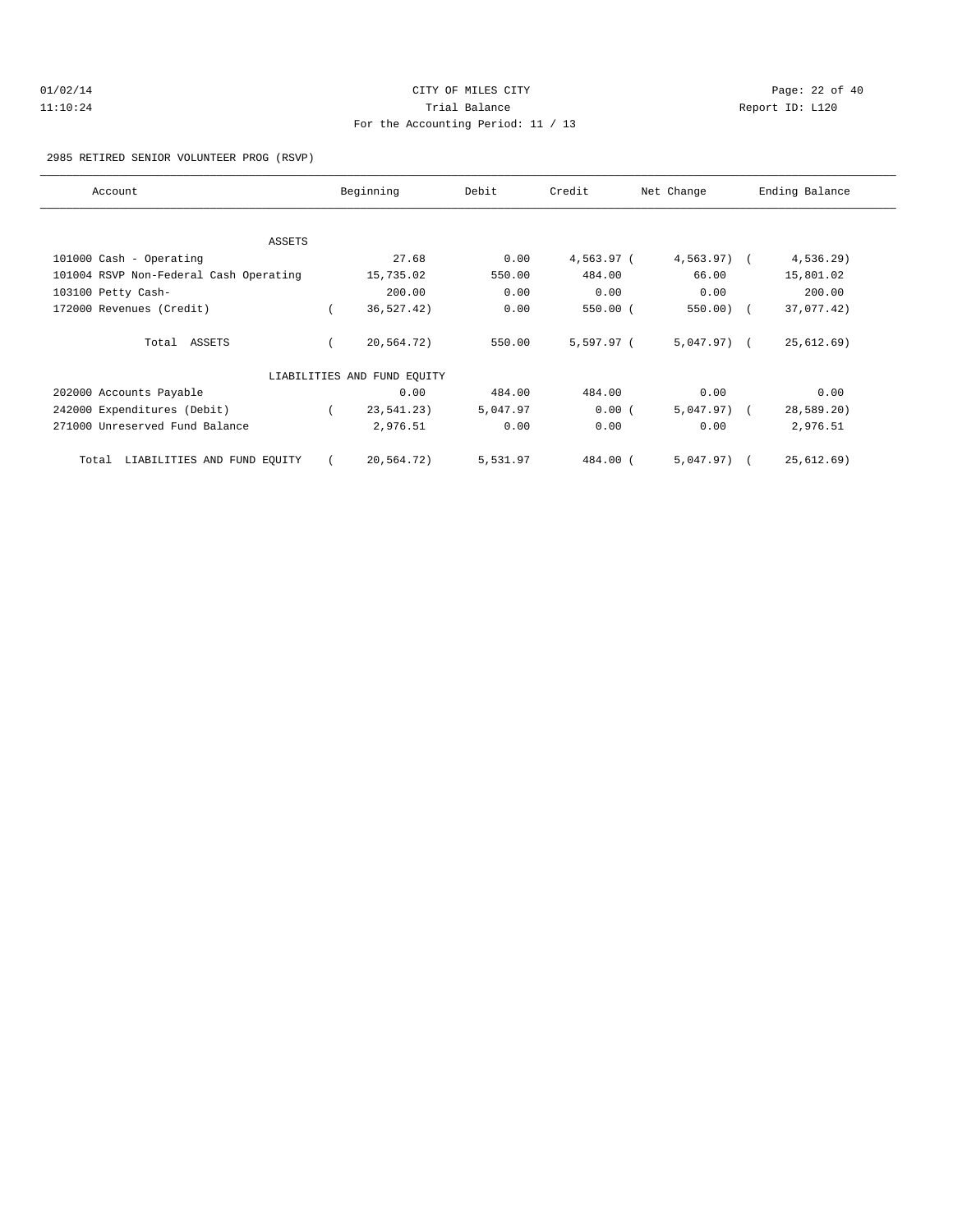CITY OF MILES CITY
Trial Balance
For the Accounting Period: 11 / 13

01/02/14 11:10:24 — Report ID: L120

2985 RETIRED SENIOR VOLUNTEER PROG (RSVP)

| Account | Beginning | Debit | Credit | Net Change | Ending Balance |
|---|---|---|---|---|---|
| ASSETS | | | | | |
| 101000 Cash - Operating | 27.68 | 0.00 | 4,563.97 | (4,563.97) | (4,536.29) |
| 101004 RSVP Non-Federal Cash Operating | 15,735.02 | 550.00 | 484.00 | 66.00 | 15,801.02 |
| 103100 Petty Cash- | 200.00 | 0.00 | 0.00 | 0.00 | 200.00 |
| 172000 Revenues (Credit) | (36,527.42) | 0.00 | 550.00 | (550.00) | (37,077.42) |
| Total ASSETS | (20,564.72) | 550.00 | 5,597.97 | (5,047.97) | (25,612.69) |
| LIABILITIES AND FUND EQUITY | | | | | |
| 202000 Accounts Payable | 0.00 | 484.00 | 484.00 | 0.00 | 0.00 |
| 242000 Expenditures (Debit) | (23,541.23) | 5,047.97 | 0.00 | (5,047.97) | (28,589.20) |
| 271000 Unreserved Fund Balance | 2,976.51 | 0.00 | 0.00 | 0.00 | 2,976.51 |
| Total LIABILITIES AND FUND EQUITY | (20,564.72) | 5,531.97 | 484.00 | (5,047.97) | (25,612.69) |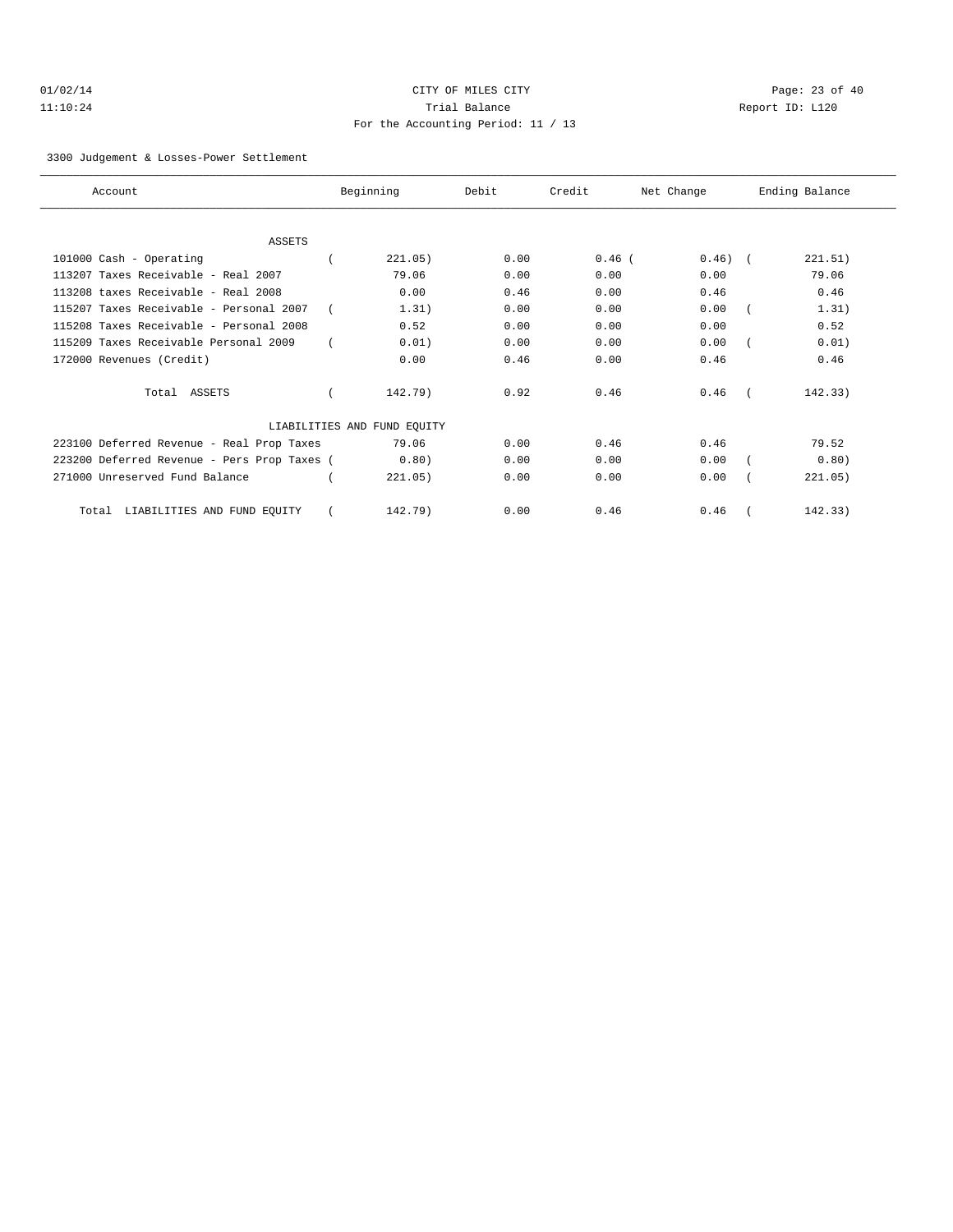CITY OF MILES CITY
Trial Balance
For the Accounting Period: 11 / 13

01/02/14
11:10:24

Report ID: L120

3300 Judgement & Losses-Power Settlement

| Account | Beginning | Debit | Credit | Net Change | Ending Balance |
|---|---|---|---|---|---|
| ASSETS | | | | | |
| 101000 Cash - Operating | ( 221.05) | 0.00 | 0.46 | ( 0.46) | ( 221.51) |
| 113207 Taxes Receivable - Real 2007 | 79.06 | 0.00 | 0.00 | 0.00 | 79.06 |
| 113208 taxes Receivable - Real 2008 | 0.00 | 0.46 | 0.00 | 0.46 | 0.46 |
| 115207 Taxes Receivable - Personal 2007 | ( 1.31) | 0.00 | 0.00 | 0.00 | ( 1.31) |
| 115208 Taxes Receivable - Personal 2008 | 0.52 | 0.00 | 0.00 | 0.00 | 0.52 |
| 115209 Taxes Receivable Personal 2009 | ( 0.01) | 0.00 | 0.00 | 0.00 | ( 0.01) |
| 172000 Revenues (Credit) | 0.00 | 0.46 | 0.00 | 0.46 | 0.46 |
| Total ASSETS | ( 142.79) | 0.92 | 0.46 | 0.46 | ( 142.33) |
| LIABILITIES AND FUND EQUITY | | | | | |
| 223100 Deferred Revenue - Real Prop Taxes | 79.06 | 0.00 | 0.46 | 0.46 | 79.52 |
| 223200 Deferred Revenue - Pers Prop Taxes | ( 0.80) | 0.00 | 0.00 | 0.00 | ( 0.80) |
| 271000 Unreserved Fund Balance | ( 221.05) | 0.00 | 0.00 | 0.00 | ( 221.05) |
| Total LIABILITIES AND FUND EQUITY | ( 142.79) | 0.00 | 0.46 | 0.46 | ( 142.33) |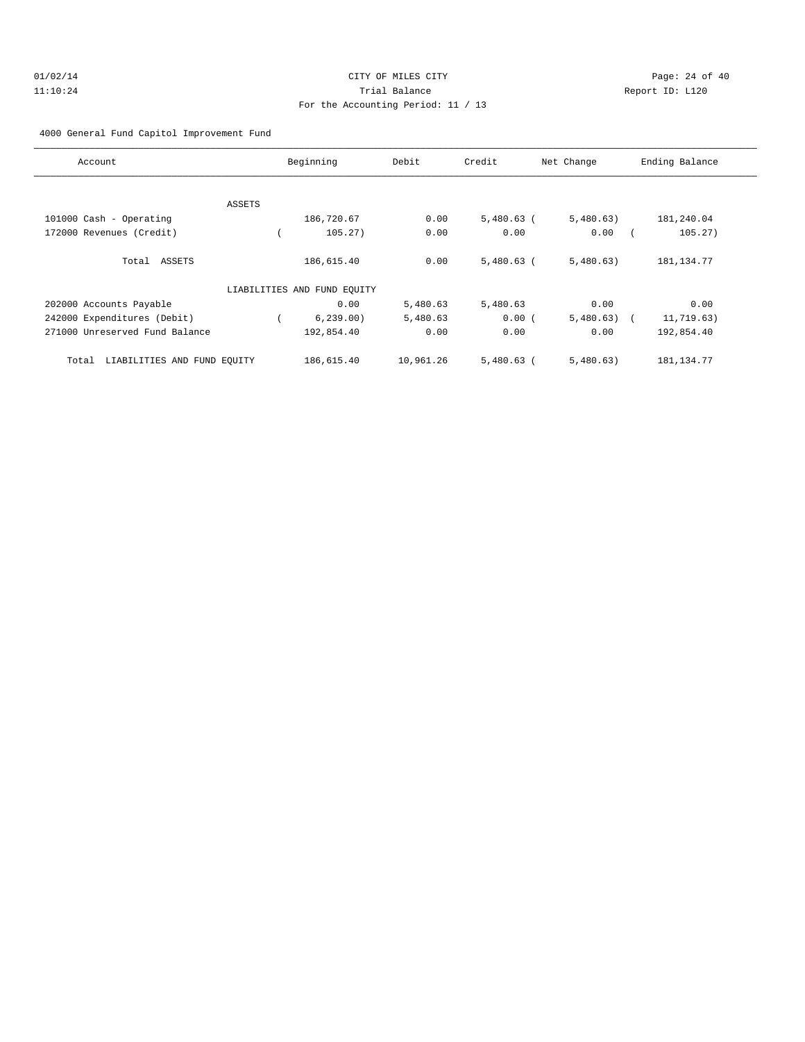CITY OF MILES CITY
Trial Balance
For the Accounting Period: 11 / 13

01/02/14
11:10:24

Report ID: L120

4000 General Fund Capitol Improvement Fund

| Account | Beginning | Debit | Credit | Net Change | Ending Balance |
|---|---|---|---|---|---|
| ASSETS | | | | | |
| 101000 Cash - Operating | 186,720.67 | 0.00 | 5,480.63 | ( 5,480.63) | 181,240.04 |
| 172000 Revenues (Credit) | ( 105.27) | 0.00 | 0.00 | 0.00 | ( 105.27) |
| Total ASSETS | 186,615.40 | 0.00 | 5,480.63 | ( 5,480.63) | 181,134.77 |
| LIABILITIES AND FUND EQUITY | | | | | |
| 202000 Accounts Payable | 0.00 | 5,480.63 | 5,480.63 | 0.00 | 0.00 |
| 242000 Expenditures (Debit) | ( 6,239.00) | 5,480.63 | 0.00 | ( 5,480.63) | ( 11,719.63) |
| 271000 Unreserved Fund Balance | 192,854.40 | 0.00 | 0.00 | 0.00 | 192,854.40 |
| Total LIABILITIES AND FUND EQUITY | 186,615.40 | 10,961.26 | 5,480.63 | ( 5,480.63) | 181,134.77 |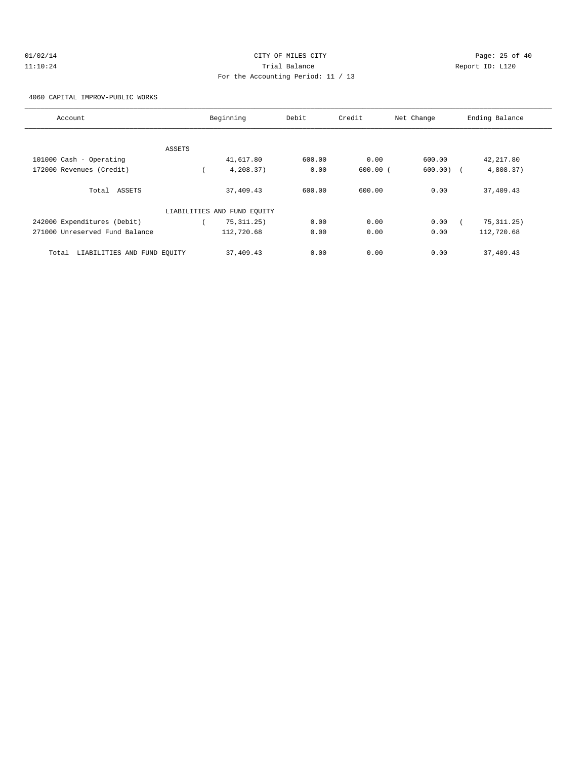CITY OF MILES CITY
Trial Balance
For the Accounting Period: 11 / 13

01/02/14
11:10:24

Report ID: L120

4060 CAPITAL IMPROV-PUBLIC WORKS

| Account | Beginning | Debit | Credit | Net Change | Ending Balance |
|---|---|---|---|---|---|
| ASSETS | | | | | |
| 101000 Cash - Operating | 41,617.80 | 600.00 | 0.00 | 600.00 | 42,217.80 |
| 172000 Revenues (Credit) | ( 4,208.37) | 0.00 | 600.00 | ( 600.00) | ( 4,808.37) |
| Total ASSETS | 37,409.43 | 600.00 | 600.00 | 0.00 | 37,409.43 |
| LIABILITIES AND FUND EQUITY | | | | | |
| 242000 Expenditures (Debit) | ( 75,311.25) | 0.00 | 0.00 | 0.00 | ( 75,311.25) |
| 271000 Unreserved Fund Balance | 112,720.68 | 0.00 | 0.00 | 0.00 | 112,720.68 |
| Total LIABILITIES AND FUND EQUITY | 37,409.43 | 0.00 | 0.00 | 0.00 | 37,409.43 |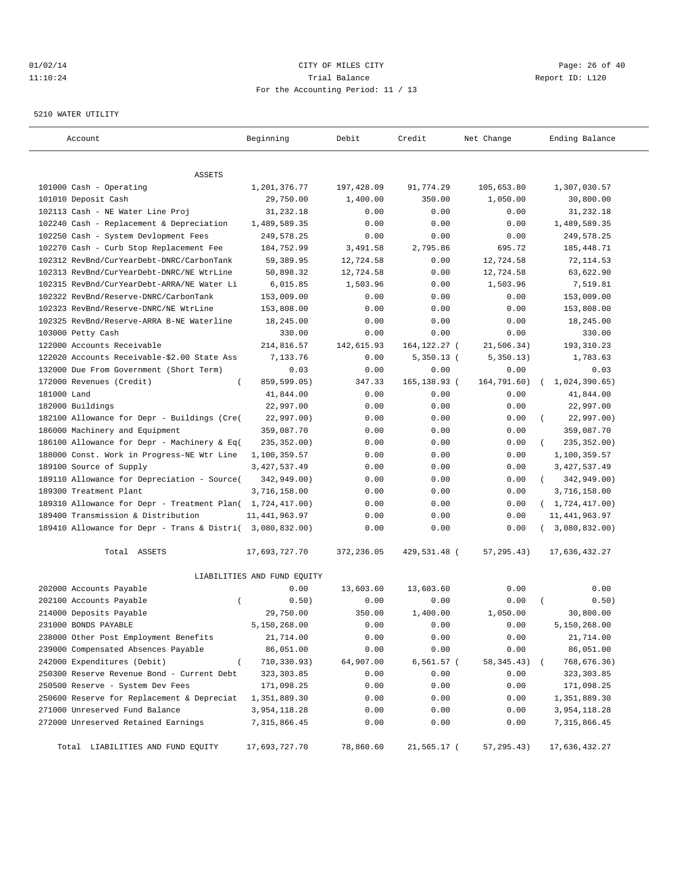CITY OF MILES CITY
Trial Balance
For the Accounting Period: 11 / 13

01/02/14
11:10:24

Report ID: L120

5210 WATER UTILITY

| Account | Beginning | Debit | Credit | Net Change | Ending Balance |
|---|---|---|---|---|---|
| ASSETS | | | | | |
| 101000 Cash - Operating | 1,201,376.77 | 197,428.09 | 91,774.29 | 105,653.80 | 1,307,030.57 |
| 101010 Deposit Cash | 29,750.00 | 1,400.00 | 350.00 | 1,050.00 | 30,800.00 |
| 102113 Cash - NE Water Line Proj | 31,232.18 | 0.00 | 0.00 | 0.00 | 31,232.18 |
| 102240 Cash - Replacement & Depreciation | 1,489,589.35 | 0.00 | 0.00 | 0.00 | 1,489,589.35 |
| 102250 Cash - System Devlopment Fees | 249,578.25 | 0.00 | 0.00 | 0.00 | 249,578.25 |
| 102270 Cash - Curb Stop Replacement Fee | 184,752.99 | 3,491.58 | 2,795.86 | 695.72 | 185,448.71 |
| 102312 RevBnd/CurYearDebt-DNRC/CarbonTank | 59,389.95 | 12,724.58 | 0.00 | 12,724.58 | 72,114.53 |
| 102313 RevBnd/CurYearDebt-DNRC/NE WtrLine | 50,898.32 | 12,724.58 | 0.00 | 12,724.58 | 63,622.90 |
| 102315 RevBnd/CurYearDebt-ARRA/NE Water Li | 6,015.85 | 1,503.96 | 0.00 | 1,503.96 | 7,519.81 |
| 102322 RevBnd/Reserve-DNRC/CarbonTank | 153,009.00 | 0.00 | 0.00 | 0.00 | 153,009.00 |
| 102323 RevBnd/Reserve-DNRC/NE WtrLine | 153,808.00 | 0.00 | 0.00 | 0.00 | 153,808.00 |
| 102325 RevBnd/Reserve-ARRA B-NE Waterline | 18,245.00 | 0.00 | 0.00 | 0.00 | 18,245.00 |
| 103000 Petty Cash | 330.00 | 0.00 | 0.00 | 0.00 | 330.00 |
| 122000 Accounts Receivable | 214,816.57 | 142,615.93 | 164,122.27 | ( 21,506.34) | 193,310.23 |
| 122020 Accounts Receivable-$2.00 State Ass | 7,133.76 | 0.00 | 5,350.13 | ( 5,350.13) | 1,783.63 |
| 132000 Due From Government (Short Term) | 0.03 | 0.00 | 0.00 | 0.00 | 0.03 |
| 172000 Revenues (Credit) | ( 859,599.05) | 347.33 | 165,138.93 | ( 164,791.60) | ( 1,024,390.65) |
| 181000 Land | 41,844.00 | 0.00 | 0.00 | 0.00 | 41,844.00 |
| 182000 Buildings | 22,997.00 | 0.00 | 0.00 | 0.00 | 22,997.00 |
| 182100 Allowance for Depr - Buildings (Cre( | 22,997.00) | 0.00 | 0.00 | 0.00 | ( 22,997.00) |
| 186000 Machinery and Equipment | 359,087.70 | 0.00 | 0.00 | 0.00 | 359,087.70 |
| 186100 Allowance for Depr - Machinery & Eq( | 235,352.00) | 0.00 | 0.00 | 0.00 | ( 235,352.00) |
| 188000 Const. Work in Progress-NE Wtr Line | 1,100,359.57 | 0.00 | 0.00 | 0.00 | 1,100,359.57 |
| 189100 Source of Supply | 3,427,537.49 | 0.00 | 0.00 | 0.00 | 3,427,537.49 |
| 189110 Allowance for Depreciation - Source( | 342,949.00) | 0.00 | 0.00 | 0.00 | ( 342,949.00) |
| 189300 Treatment Plant | 3,716,158.00 | 0.00 | 0.00 | 0.00 | 3,716,158.00 |
| 189310 Allowance for Depr - Treatment Plan( | 1,724,417.00) | 0.00 | 0.00 | 0.00 | ( 1,724,417.00) |
| 189400 Transmission & Distribution | 11,441,963.97 | 0.00 | 0.00 | 0.00 | 11,441,963.97 |
| 189410 Allowance for Depr - Trans & Distri( | 3,080,832.00) | 0.00 | 0.00 | 0.00 | ( 3,080,832.00) |
| Total ASSETS | 17,693,727.70 | 372,236.05 | 429,531.48 | ( 57,295.43) | 17,636,432.27 |
| LIABILITIES AND FUND EQUITY | | | | | |
| 202000 Accounts Payable | 0.00 | 13,603.60 | 13,603.60 | 0.00 | 0.00 |
| 202100 Accounts Payable | ( 0.50) | 0.00 | 0.00 | 0.00 | ( 0.50) |
| 214000 Deposits Payable | 29,750.00 | 350.00 | 1,400.00 | 1,050.00 | 30,800.00 |
| 231000 BONDS PAYABLE | 5,150,268.00 | 0.00 | 0.00 | 0.00 | 5,150,268.00 |
| 238000 Other Post Employment Benefits | 21,714.00 | 0.00 | 0.00 | 0.00 | 21,714.00 |
| 239000 Compensated Absences Payable | 86,051.00 | 0.00 | 0.00 | 0.00 | 86,051.00 |
| 242000 Expenditures (Debit) | ( 710,330.93) | 64,907.00 | 6,561.57 | ( 58,345.43) | ( 768,676.36) |
| 250300 Reserve Revenue Bond - Current Debt | 323,303.85 | 0.00 | 0.00 | 0.00 | 323,303.85 |
| 250500 Reserve - System Dev Fees | 171,098.25 | 0.00 | 0.00 | 0.00 | 171,098.25 |
| 250600 Reserve for Replacement & Depreciat | 1,351,889.30 | 0.00 | 0.00 | 0.00 | 1,351,889.30 |
| 271000 Unreserved Fund Balance | 3,954,118.28 | 0.00 | 0.00 | 0.00 | 3,954,118.28 |
| 272000 Unreserved Retained Earnings | 7,315,866.45 | 0.00 | 0.00 | 0.00 | 7,315,866.45 |
| Total LIABILITIES AND FUND EQUITY | 17,693,727.70 | 78,860.60 | 21,565.17 | ( 57,295.43) | 17,636,432.27 |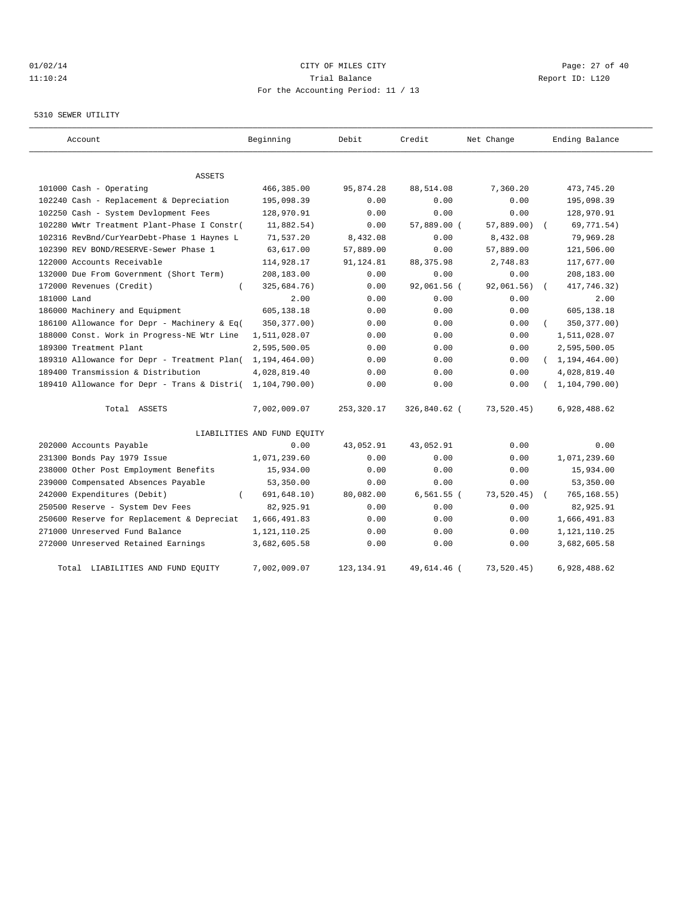CITY OF MILES CITY
Trial Balance
For the Accounting Period: 11 / 13

01/02/14
11:10:24

Report ID: L120

5310 SEWER UTILITY

| Account | Beginning | Debit | Credit | Net Change | Ending Balance |
|---|---|---|---|---|---|
| ASSETS | | | | | |
| 101000 Cash - Operating | 466,385.00 | 95,874.28 | 88,514.08 | 7,360.20 | 473,745.20 |
| 102240 Cash - Replacement & Depreciation | 195,098.39 | 0.00 | 0.00 | 0.00 | 195,098.39 |
| 102250 Cash - System Devlopment Fees | 128,970.91 | 0.00 | 0.00 | 0.00 | 128,970.91 |
| 102280 WWtr Treatment Plant-Phase I Constr( | 11,882.54) | 0.00 | 57,889.00 ( | 57,889.00) | ( 69,771.54) |
| 102316 RevBnd/CurYearDebt-Phase 1 Haynes L | 71,537.20 | 8,432.08 | 0.00 | 8,432.08 | 79,969.28 |
| 102390 REV BOND/RESERVE-Sewer Phase 1 | 63,617.00 | 57,889.00 | 0.00 | 57,889.00 | 121,506.00 |
| 122000 Accounts Receivable | 114,928.17 | 91,124.81 | 88,375.98 | 2,748.83 | 117,677.00 |
| 132000 Due From Government (Short Term) | 208,183.00 | 0.00 | 0.00 | 0.00 | 208,183.00 |
| 172000 Revenues (Credit) ( | 325,684.76) | 0.00 | 92,061.56 ( | 92,061.56) | ( 417,746.32) |
| 181000 Land | 2.00 | 0.00 | 0.00 | 0.00 | 2.00 |
| 186000 Machinery and Equipment | 605,138.18 | 0.00 | 0.00 | 0.00 | 605,138.18 |
| 186100 Allowance for Depr - Machinery & Eq( | 350,377.00) | 0.00 | 0.00 | 0.00 | ( 350,377.00) |
| 188000 Const. Work in Progress-NE Wtr Line | 1,511,028.07 | 0.00 | 0.00 | 0.00 | 1,511,028.07 |
| 189300 Treatment Plant | 2,595,500.05 | 0.00 | 0.00 | 0.00 | 2,595,500.05 |
| 189310 Allowance for Depr - Treatment Plan( | 1,194,464.00) | 0.00 | 0.00 | 0.00 | ( 1,194,464.00) |
| 189400 Transmission & Distribution | 4,028,819.40 | 0.00 | 0.00 | 0.00 | 4,028,819.40 |
| 189410 Allowance for Depr - Trans & Distri( | 1,104,790.00) | 0.00 | 0.00 | 0.00 | ( 1,104,790.00) |
| Total ASSETS | 7,002,009.07 | 253,320.17 | 326,840.62 ( | 73,520.45) | 6,928,488.62 |
| LIABILITIES AND FUND EQUITY | | | | | |
| 202000 Accounts Payable | 0.00 | 43,052.91 | 43,052.91 | 0.00 | 0.00 |
| 231300 Bonds Pay 1979 Issue | 1,071,239.60 | 0.00 | 0.00 | 0.00 | 1,071,239.60 |
| 238000 Other Post Employment Benefits | 15,934.00 | 0.00 | 0.00 | 0.00 | 15,934.00 |
| 239000 Compensated Absences Payable | 53,350.00 | 0.00 | 0.00 | 0.00 | 53,350.00 |
| 242000 Expenditures (Debit) ( | 691,648.10) | 80,082.00 | 6,561.55 ( | 73,520.45) | ( 765,168.55) |
| 250500 Reserve - System Dev Fees | 82,925.91 | 0.00 | 0.00 | 0.00 | 82,925.91 |
| 250600 Reserve for Replacement & Depreciat | 1,666,491.83 | 0.00 | 0.00 | 0.00 | 1,666,491.83 |
| 271000 Unreserved Fund Balance | 1,121,110.25 | 0.00 | 0.00 | 0.00 | 1,121,110.25 |
| 272000 Unreserved Retained Earnings | 3,682,605.58 | 0.00 | 0.00 | 0.00 | 3,682,605.58 |
| Total LIABILITIES AND FUND EQUITY | 7,002,009.07 | 123,134.91 | 49,614.46 ( | 73,520.45) | 6,928,488.62 |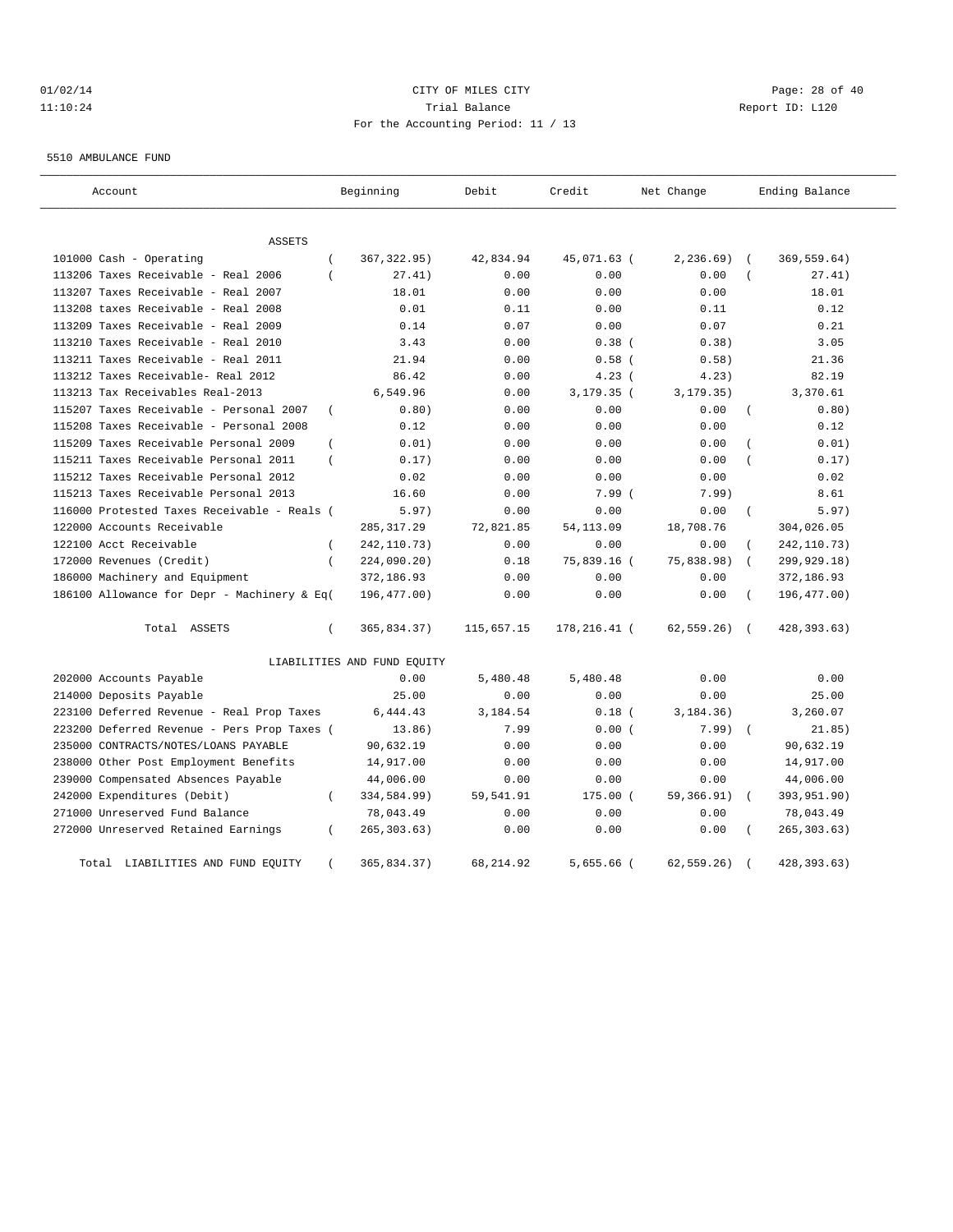CITY OF MILES CITY

Trial Balance

For the Accounting Period: 11 / 13

5510 AMBULANCE FUND

| Account | Beginning | Debit | Credit | Net Change | Ending Balance |
|---|---|---|---|---|---|
| ASSETS | | | | | |
| 101000 Cash - Operating | ( 367,322.95) | 42,834.94 | 45,071.63 | ( 2,236.69) | ( 369,559.64) |
| 113206 Taxes Receivable - Real 2006 | ( 27.41) | 0.00 | 0.00 | 0.00 | ( 27.41) |
| 113207 Taxes Receivable - Real 2007 | 18.01 | 0.00 | 0.00 | 0.00 | 18.01 |
| 113208 taxes Receivable - Real 2008 | 0.01 | 0.11 | 0.00 | 0.11 | 0.12 |
| 113209 Taxes Receivable - Real 2009 | 0.14 | 0.07 | 0.00 | 0.07 | 0.21 |
| 113210 Taxes Receivable - Real 2010 | 3.43 | 0.00 | 0.38 | ( 0.38) | 3.05 |
| 113211 Taxes Receivable - Real 2011 | 21.94 | 0.00 | 0.58 | ( 0.58) | 21.36 |
| 113212 Taxes Receivable- Real 2012 | 86.42 | 0.00 | 4.23 | ( 4.23) | 82.19 |
| 113213 Tax Receivables Real-2013 | 6,549.96 | 0.00 | 3,179.35 | ( 3,179.35) | 3,370.61 |
| 115207 Taxes Receivable - Personal 2007 | ( 0.80) | 0.00 | 0.00 | 0.00 | ( 0.80) |
| 115208 Taxes Receivable - Personal 2008 | 0.12 | 0.00 | 0.00 | 0.00 | 0.12 |
| 115209 Taxes Receivable Personal 2009 | ( 0.01) | 0.00 | 0.00 | 0.00 | ( 0.01) |
| 115211 Taxes Receivable Personal 2011 | ( 0.17) | 0.00 | 0.00 | 0.00 | ( 0.17) |
| 115212 Taxes Receivable Personal 2012 | 0.02 | 0.00 | 0.00 | 0.00 | 0.02 |
| 115213 Taxes Receivable Personal 2013 | 16.60 | 0.00 | 7.99 | ( 7.99) | 8.61 |
| 116000 Protested Taxes Receivable - Reals | ( 5.97) | 0.00 | 0.00 | 0.00 | ( 5.97) |
| 122000 Accounts Receivable | 285,317.29 | 72,821.85 | 54,113.09 | 18,708.76 | 304,026.05 |
| 122100 Acct Receivable | ( 242,110.73) | 0.00 | 0.00 | 0.00 | ( 242,110.73) |
| 172000 Revenues (Credit) | ( 224,090.20) | 0.18 | 75,839.16 | ( 75,838.98) | ( 299,929.18) |
| 186000 Machinery and Equipment | 372,186.93 | 0.00 | 0.00 | 0.00 | 372,186.93 |
| 186100 Allowance for Depr - Machinery & Eq | ( 196,477.00) | 0.00 | 0.00 | 0.00 | ( 196,477.00) |
| Total ASSETS | ( 365,834.37) | 115,657.15 | 178,216.41 | ( 62,559.26) | ( 428,393.63) |
| LIABILITIES AND FUND EQUITY | | | | | |
| 202000 Accounts Payable | 0.00 | 5,480.48 | 5,480.48 | 0.00 | 0.00 |
| 214000 Deposits Payable | 25.00 | 0.00 | 0.00 | 0.00 | 25.00 |
| 223100 Deferred Revenue - Real Prop Taxes | 6,444.43 | 3,184.54 | 0.18 | ( 3,184.36) | 3,260.07 |
| 223200 Deferred Revenue - Pers Prop Taxes | ( 13.86) | 7.99 | 0.00 | ( 7.99) | ( 21.85) |
| 235000 CONTRACTS/NOTES/LOANS PAYABLE | 90,632.19 | 0.00 | 0.00 | 0.00 | 90,632.19 |
| 238000 Other Post Employment Benefits | 14,917.00 | 0.00 | 0.00 | 0.00 | 14,917.00 |
| 239000 Compensated Absences Payable | 44,006.00 | 0.00 | 0.00 | 0.00 | 44,006.00 |
| 242000 Expenditures (Debit) | ( 334,584.99) | 59,541.91 | 175.00 | ( 59,366.91) | ( 393,951.90) |
| 271000 Unreserved Fund Balance | 78,043.49 | 0.00 | 0.00 | 0.00 | 78,043.49 |
| 272000 Unreserved Retained Earnings | ( 265,303.63) | 0.00 | 0.00 | 0.00 | ( 265,303.63) |
| Total LIABILITIES AND FUND EQUITY | ( 365,834.37) | 68,214.92 | 5,655.66 | ( 62,559.26) | ( 428,393.63) |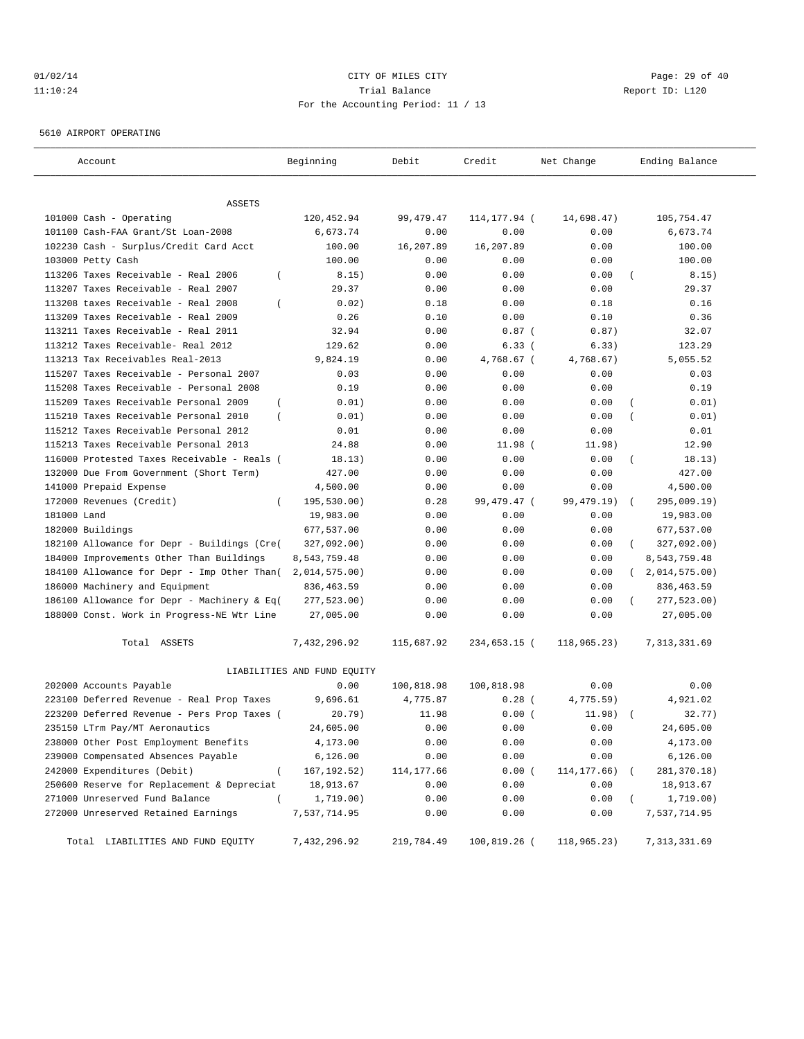CITY OF MILES CITY
Trial Balance
For the Accounting Period: 11 / 13

01/02/14
11:10:24

Report ID: L120

5610 AIRPORT OPERATING

| Account | Beginning | Debit | Credit | Net Change | Ending Balance |
|---|---|---|---|---|---|
| **ASSETS** | | | | | |
| 101000 Cash - Operating | 120,452.94 | 99,479.47 | 114,177.94 | ( 14,698.47) | 105,754.47 |
| 101100 Cash-FAA Grant/St Loan-2008 | 6,673.74 | 0.00 | 0.00 | 0.00 | 6,673.74 |
| 102230 Cash - Surplus/Credit Card Acct | 100.00 | 16,207.89 | 16,207.89 | 0.00 | 100.00 |
| 103000 Petty Cash | 100.00 | 0.00 | 0.00 | 0.00 | 100.00 |
| 113206 Taxes Receivable - Real 2006 | ( 8.15) | 0.00 | 0.00 | 0.00 | ( 8.15) |
| 113207 Taxes Receivable - Real 2007 | 29.37 | 0.00 | 0.00 | 0.00 | 29.37 |
| 113208 taxes Receivable - Real 2008 | ( 0.02) | 0.18 | 0.00 | 0.18 | 0.16 |
| 113209 Taxes Receivable - Real 2009 | 0.26 | 0.10 | 0.00 | 0.10 | 0.36 |
| 113211 Taxes Receivable - Real 2011 | 32.94 | 0.00 | 0.87 | ( 0.87) | 32.07 |
| 113212 Taxes Receivable- Real 2012 | 129.62 | 0.00 | 6.33 | ( 6.33) | 123.29 |
| 113213 Tax Receivables Real-2013 | 9,824.19 | 0.00 | 4,768.67 | ( 4,768.67) | 5,055.52 |
| 115207 Taxes Receivable - Personal 2007 | 0.03 | 0.00 | 0.00 | 0.00 | 0.03 |
| 115208 Taxes Receivable - Personal 2008 | 0.19 | 0.00 | 0.00 | 0.00 | 0.19 |
| 115209 Taxes Receivable Personal 2009 | ( 0.01) | 0.00 | 0.00 | 0.00 | ( 0.01) |
| 115210 Taxes Receivable Personal 2010 | ( 0.01) | 0.00 | 0.00 | 0.00 | ( 0.01) |
| 115212 Taxes Receivable Personal 2012 | 0.01 | 0.00 | 0.00 | 0.00 | 0.01 |
| 115213 Taxes Receivable Personal 2013 | 24.88 | 0.00 | 11.98 | ( 11.98) | 12.90 |
| 116000 Protested Taxes Receivable - Reals | ( 18.13) | 0.00 | 0.00 | 0.00 | ( 18.13) |
| 132000 Due From Government (Short Term) | 427.00 | 0.00 | 0.00 | 0.00 | 427.00 |
| 141000 Prepaid Expense | 4,500.00 | 0.00 | 0.00 | 0.00 | 4,500.00 |
| 172000 Revenues (Credit) | ( 195,530.00) | 0.28 | 99,479.47 | ( 99,479.19) | ( 295,009.19) |
| 181000 Land | 19,983.00 | 0.00 | 0.00 | 0.00 | 19,983.00 |
| 182000 Buildings | 677,537.00 | 0.00 | 0.00 | 0.00 | 677,537.00 |
| 182100 Allowance for Depr - Buildings (Cre | ( 327,092.00) | 0.00 | 0.00 | 0.00 | ( 327,092.00) |
| 184000 Improvements Other Than Buildings | 8,543,759.48 | 0.00 | 0.00 | 0.00 | 8,543,759.48 |
| 184100 Allowance for Depr - Imp Other Than | ( 2,014,575.00) | 0.00 | 0.00 | 0.00 | ( 2,014,575.00) |
| 186000 Machinery and Equipment | 836,463.59 | 0.00 | 0.00 | 0.00 | 836,463.59 |
| 186100 Allowance for Depr - Machinery & Eq | ( 277,523.00) | 0.00 | 0.00 | 0.00 | ( 277,523.00) |
| 188000 Const. Work in Progress-NE Wtr Line | 27,005.00 | 0.00 | 0.00 | 0.00 | 27,005.00 |
| Total ASSETS | 7,432,296.92 | 115,687.92 | 234,653.15 | ( 118,965.23) | 7,313,331.69 |
| **LIABILITIES AND FUND EQUITY** | | | | | |
| 202000 Accounts Payable | 0.00 | 100,818.98 | 100,818.98 | 0.00 | 0.00 |
| 223100 Deferred Revenue - Real Prop Taxes | 9,696.61 | 4,775.87 | 0.28 | ( 4,775.59) | 4,921.02 |
| 223200 Deferred Revenue - Pers Prop Taxes | ( 20.79) | 11.98 | 0.00 | ( 11.98) | ( 32.77) |
| 235150 LTrm Pay/MT Aeronautics | 24,605.00 | 0.00 | 0.00 | 0.00 | 24,605.00 |
| 238000 Other Post Employment Benefits | 4,173.00 | 0.00 | 0.00 | 0.00 | 4,173.00 |
| 239000 Compensated Absences Payable | 6,126.00 | 0.00 | 0.00 | 0.00 | 6,126.00 |
| 242000 Expenditures (Debit) | ( 167,192.52) | 114,177.66 | 0.00 | ( 114,177.66) | ( 281,370.18) |
| 250600 Reserve for Replacement & Depreciat | 18,913.67 | 0.00 | 0.00 | 0.00 | 18,913.67 |
| 271000 Unreserved Fund Balance | ( 1,719.00) | 0.00 | 0.00 | 0.00 | ( 1,719.00) |
| 272000 Unreserved Retained Earnings | 7,537,714.95 | 0.00 | 0.00 | 0.00 | 7,537,714.95 |
| Total LIABILITIES AND FUND EQUITY | 7,432,296.92 | 219,784.49 | 100,819.26 | ( 118,965.23) | 7,313,331.69 |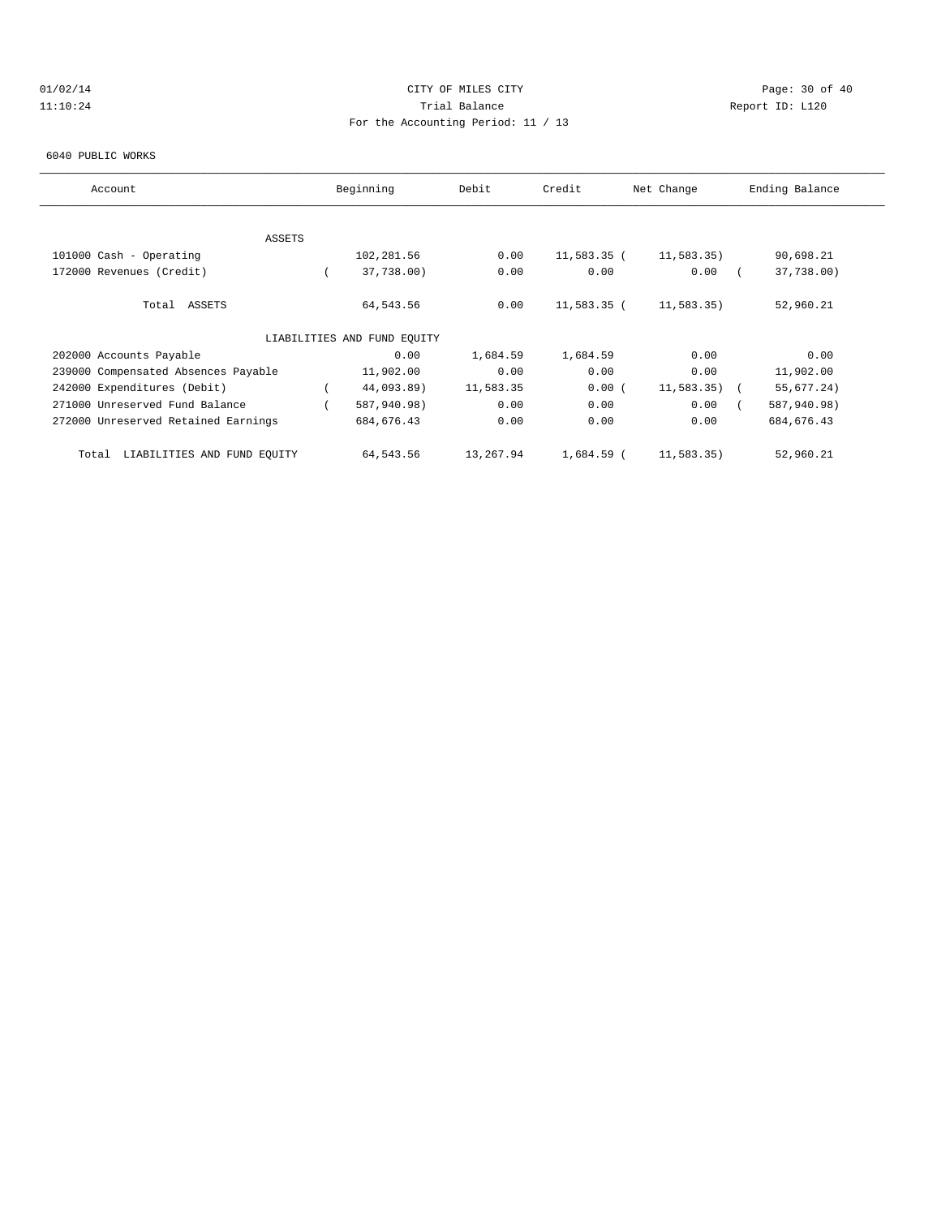CITY OF MILES CITY
Trial Balance
For the Accounting Period: 11 / 13

01/02/14 11:10:24 Report ID: L120

6040 PUBLIC WORKS

| Account | Beginning | Debit | Credit | Net Change | Ending Balance |
|---|---|---|---|---|---|
| ASSETS | | | | | |
| 101000 Cash - Operating | 102,281.56 | 0.00 | 11,583.35 | ( 11,583.35) | 90,698.21 |
| 172000 Revenues (Credit) | ( 37,738.00) | 0.00 | 0.00 | 0.00 | ( 37,738.00) |
| Total ASSETS | 64,543.56 | 0.00 | 11,583.35 | ( 11,583.35) | 52,960.21 |
| LIABILITIES AND FUND EQUITY | | | | | |
| 202000 Accounts Payable | 0.00 | 1,684.59 | 1,684.59 | 0.00 | 0.00 |
| 239000 Compensated Absences Payable | 11,902.00 | 0.00 | 0.00 | 0.00 | 11,902.00 |
| 242000 Expenditures (Debit) | ( 44,093.89) | 11,583.35 | 0.00 | ( 11,583.35) | ( 55,677.24) |
| 271000 Unreserved Fund Balance | ( 587,940.98) | 0.00 | 0.00 | 0.00 | ( 587,940.98) |
| 272000 Unreserved Retained Earnings | 684,676.43 | 0.00 | 0.00 | 0.00 | 684,676.43 |
| Total LIABILITIES AND FUND EQUITY | 64,543.56 | 13,267.94 | 1,684.59 | ( 11,583.35) | 52,960.21 |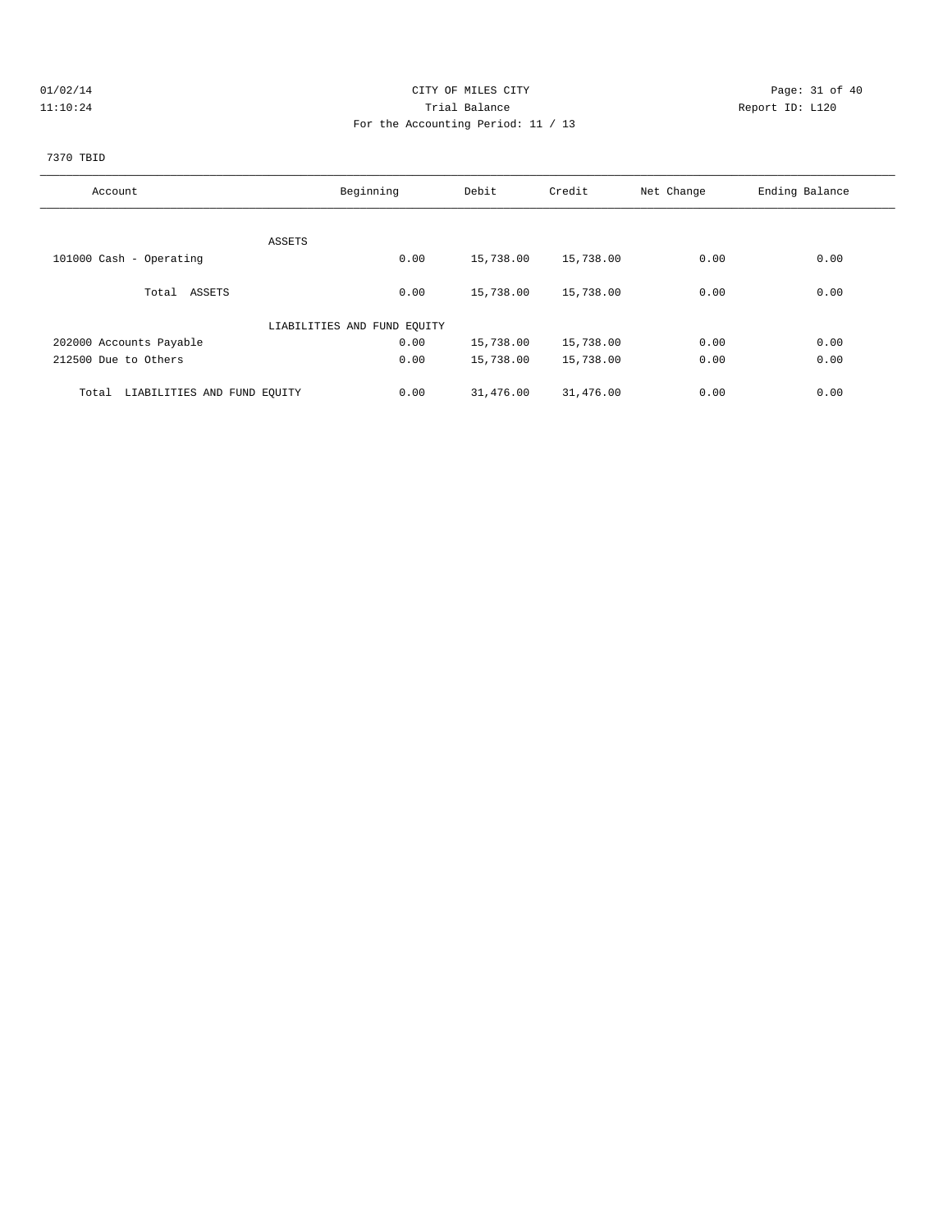CITY OF MILES CITY
Trial Balance
For the Accounting Period: 11 / 13

01/02/14
11:10:24

Report ID: L120

7370 TBID

| Account | Beginning | Debit | Credit | Net Change | Ending Balance |
|---|---|---|---|---|---|
| ASSETS | | | | | |
| 101000 Cash - Operating | 0.00 | 15,738.00 | 15,738.00 | 0.00 | 0.00 |
| Total ASSETS | 0.00 | 15,738.00 | 15,738.00 | 0.00 | 0.00 |
| LIABILITIES AND FUND EQUITY | | | | | |
| 202000 Accounts Payable | 0.00 | 15,738.00 | 15,738.00 | 0.00 | 0.00 |
| 212500 Due to Others | 0.00 | 15,738.00 | 15,738.00 | 0.00 | 0.00 |
| Total LIABILITIES AND FUND EQUITY | 0.00 | 31,476.00 | 31,476.00 | 0.00 | 0.00 |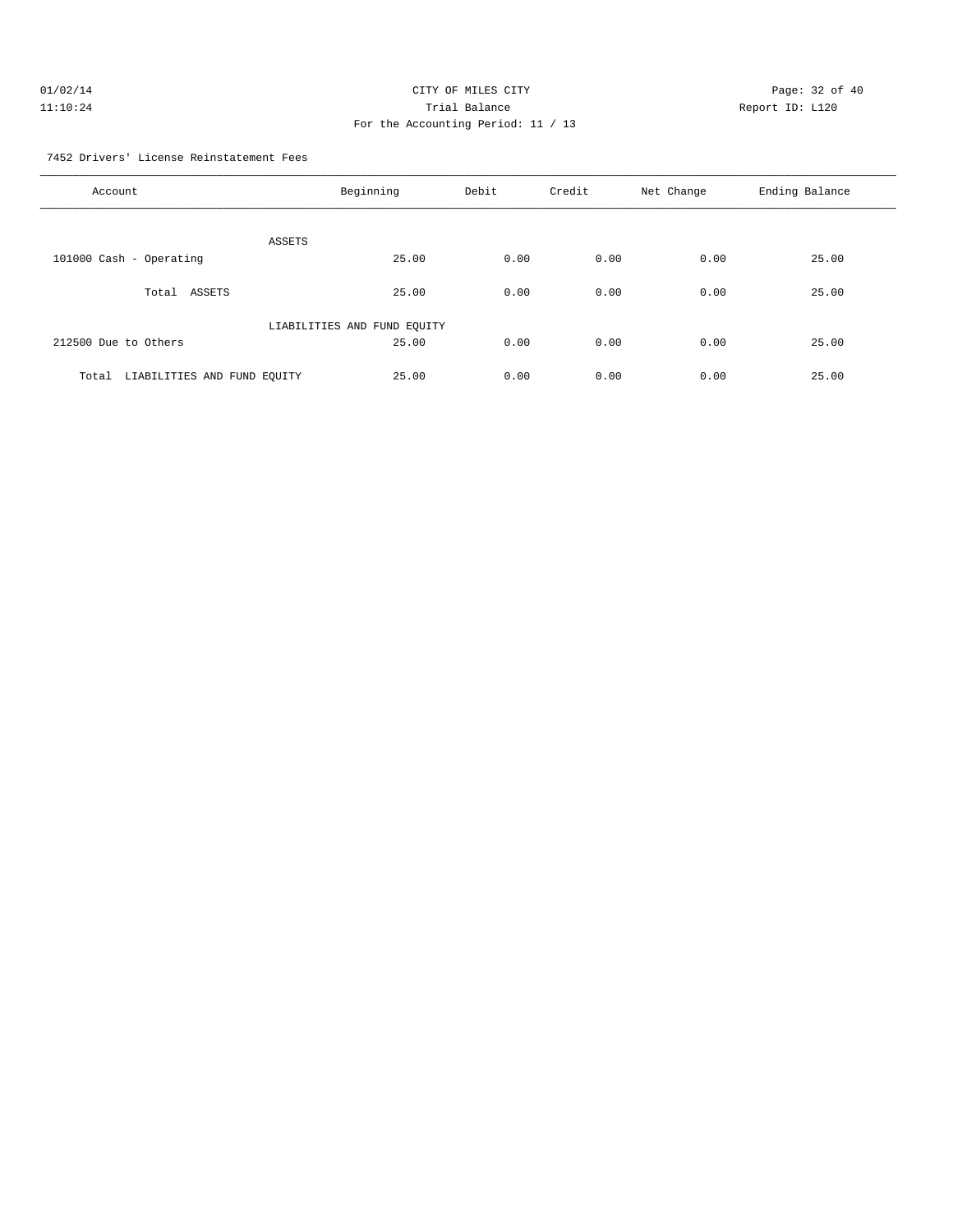CITY OF MILES CITY

Trial Balance

For the Accounting Period: 11 / 13

01/02/14 11:10:24 Report ID: L120

7452 Drivers' License Reinstatement Fees

| Account | Beginning | Debit | Credit | Net Change | Ending Balance |
|---|---|---|---|---|---|
| ASSETS | | | | | |
| 101000 Cash - Operating | 25.00 | 0.00 | 0.00 | 0.00 | 25.00 |
| Total ASSETS | 25.00 | 0.00 | 0.00 | 0.00 | 25.00 |
| LIABILITIES AND FUND EQUITY | | | | | |
| 212500 Due to Others | 25.00 | 0.00 | 0.00 | 0.00 | 25.00 |
| Total LIABILITIES AND FUND EQUITY | 25.00 | 0.00 | 0.00 | 0.00 | 25.00 |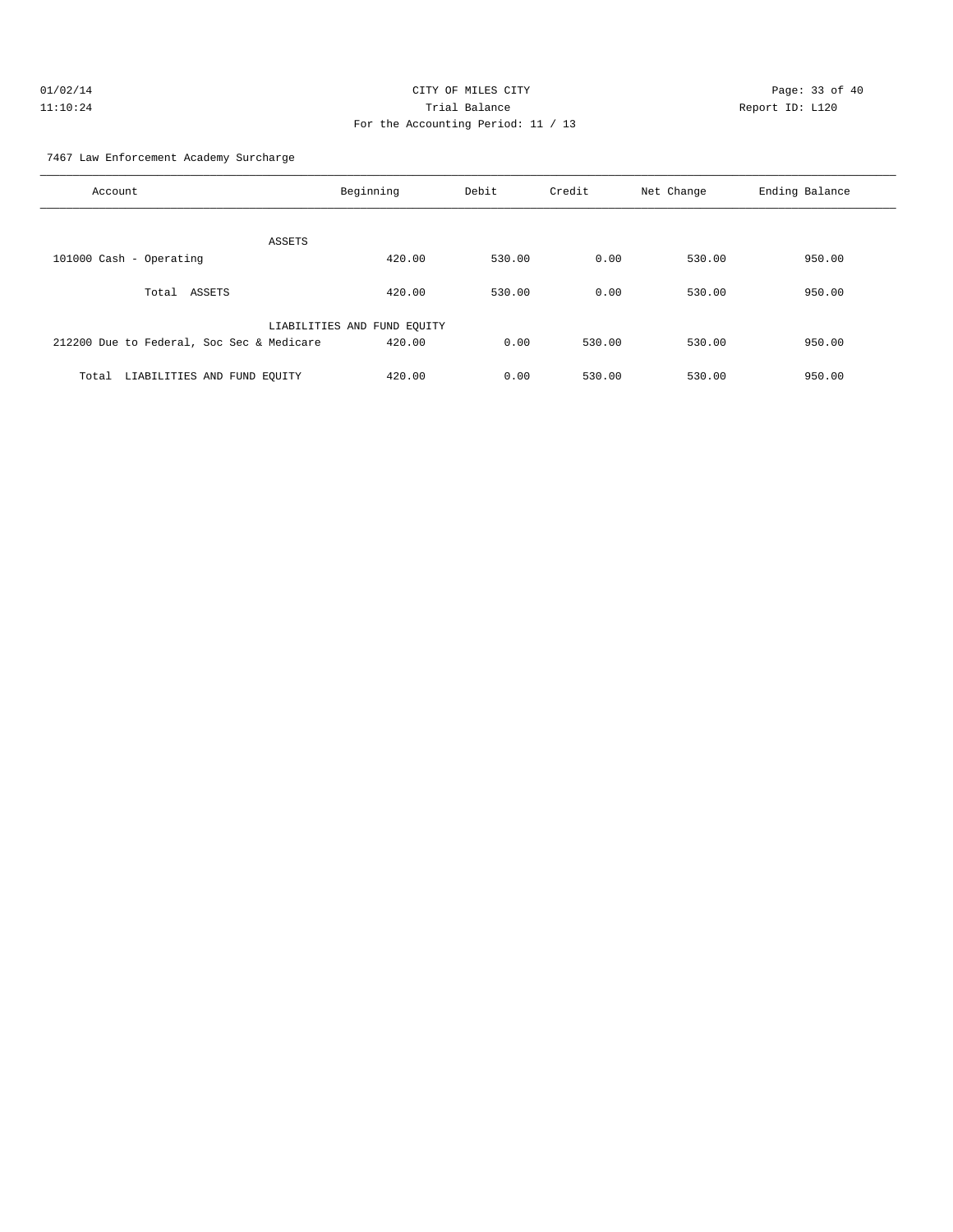CITY OF MILES CITY
Trial Balance
For the Accounting Period: 11 / 13

01/02/14
11:10:24

Report ID: L120

7467 Law Enforcement Academy Surcharge

| Account | Beginning | Debit | Credit | Net Change | Ending Balance |
|---|---|---|---|---|---|
| ASSETS | | | | | |
| 101000 Cash - Operating | 420.00 | 530.00 | 0.00 | 530.00 | 950.00 |
| Total ASSETS | 420.00 | 530.00 | 0.00 | 530.00 | 950.00 |
| LIABILITIES AND FUND EQUITY | | | | | |
| 212200 Due to Federal, Soc Sec & Medicare | 420.00 | 0.00 | 530.00 | 530.00 | 950.00 |
| Total LIABILITIES AND FUND EQUITY | 420.00 | 0.00 | 530.00 | 530.00 | 950.00 |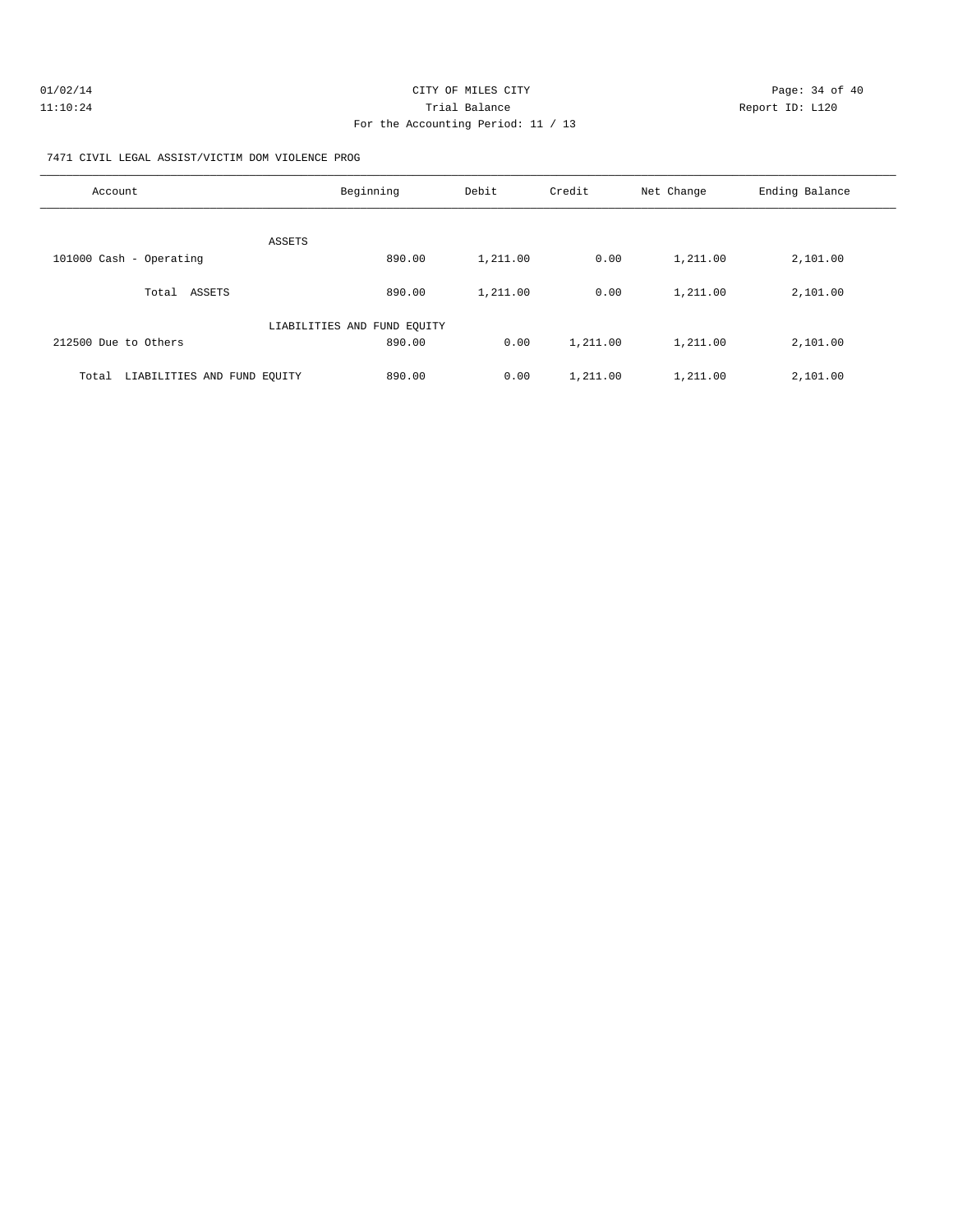CITY OF MILES CITY
Trial Balance
For the Accounting Period: 11 / 13

01/02/14
11:10:24

Report ID: L120

7471 CIVIL LEGAL ASSIST/VICTIM DOM VIOLENCE PROG

| Account | Beginning | Debit | Credit | Net Change | Ending Balance |
|---|---|---|---|---|---|
| ASSETS | | | | | |
| 101000 Cash - Operating | 890.00 | 1,211.00 | 0.00 | 1,211.00 | 2,101.00 |
| Total ASSETS | 890.00 | 1,211.00 | 0.00 | 1,211.00 | 2,101.00 |
| LIABILITIES AND FUND EQUITY | | | | | |
| 212500 Due to Others | 890.00 | 0.00 | 1,211.00 | 1,211.00 | 2,101.00 |
| Total LIABILITIES AND FUND EQUITY | 890.00 | 0.00 | 1,211.00 | 1,211.00 | 2,101.00 |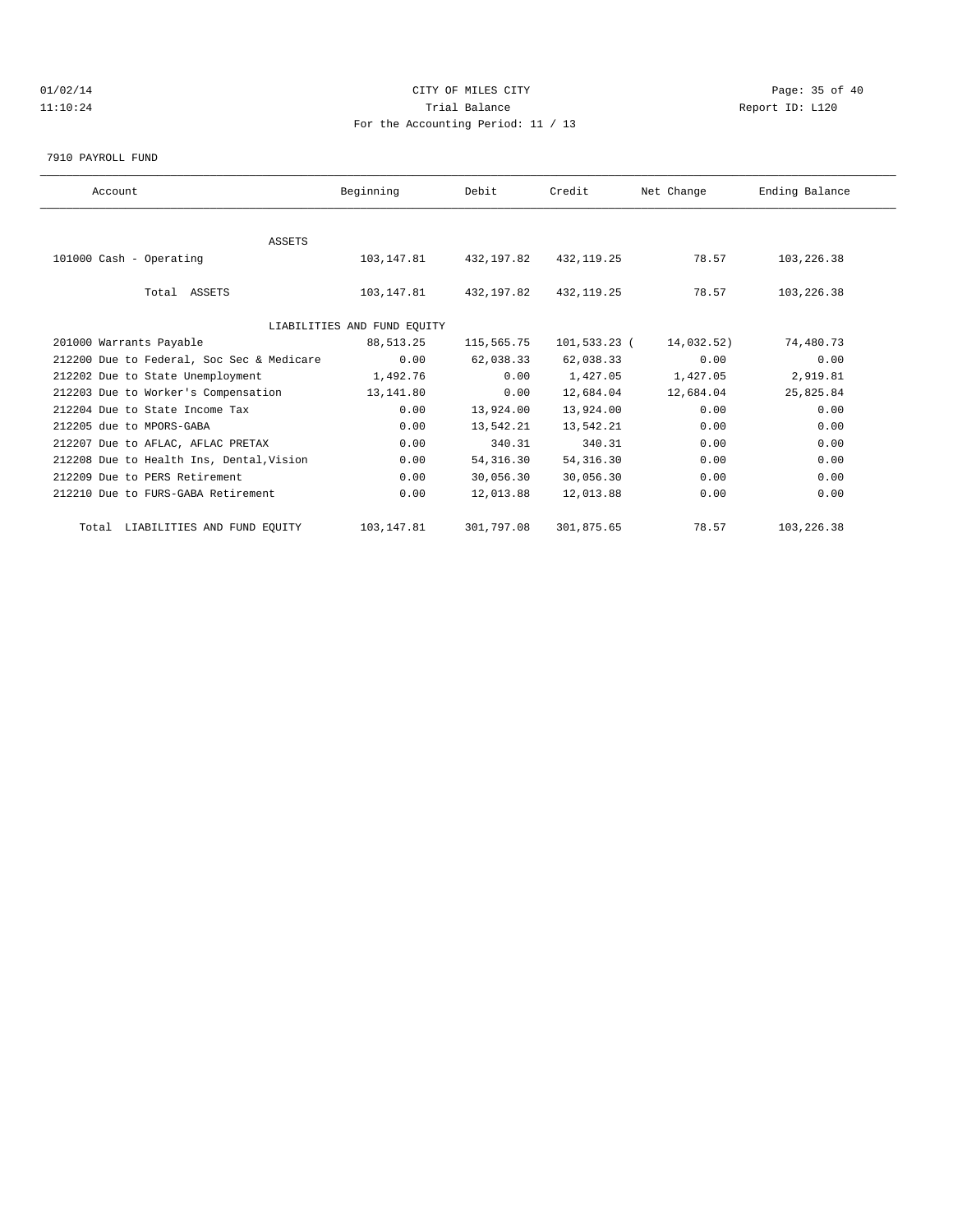# CITY OF MILES CITY

## Trial Balance

For the Accounting Period: 11 / 13

01/02/14 11:10:24 — Report ID: L120

### 7910 PAYROLL FUND

| Account | Beginning | Debit | Credit | Net Change | Ending Balance |
|---|---|---|---|---|---|
| **ASSETS** | | | | | |
| 101000 Cash - Operating | 103,147.81 | 432,197.82 | 432,119.25 | 78.57 | 103,226.38 |
| Total ASSETS | 103,147.81 | 432,197.82 | 432,119.25 | 78.57 | 103,226.38 |
| **LIABILITIES AND FUND EQUITY** | | | | | |
| 201000 Warrants Payable | 88,513.25 | 115,565.75 | 101,533.23 | ( 14,032.52) | 74,480.73 |
| 212200 Due to Federal, Soc Sec & Medicare | 0.00 | 62,038.33 | 62,038.33 | 0.00 | 0.00 |
| 212202 Due to State Unemployment | 1,492.76 | 0.00 | 1,427.05 | 1,427.05 | 2,919.81 |
| 212203 Due to Worker's Compensation | 13,141.80 | 0.00 | 12,684.04 | 12,684.04 | 25,825.84 |
| 212204 Due to State Income Tax | 0.00 | 13,924.00 | 13,924.00 | 0.00 | 0.00 |
| 212205 due to MPORS-GABA | 0.00 | 13,542.21 | 13,542.21 | 0.00 | 0.00 |
| 212207 Due to AFLAC, AFLAC PRETAX | 0.00 | 340.31 | 340.31 | 0.00 | 0.00 |
| 212208 Due to Health Ins, Dental,Vision | 0.00 | 54,316.30 | 54,316.30 | 0.00 | 0.00 |
| 212209 Due to PERS Retirement | 0.00 | 30,056.30 | 30,056.30 | 0.00 | 0.00 |
| 212210 Due to FURS-GABA Retirement | 0.00 | 12,013.88 | 12,013.88 | 0.00 | 0.00 |
| Total LIABILITIES AND FUND EQUITY | 103,147.81 | 301,797.08 | 301,875.65 | 78.57 | 103,226.38 |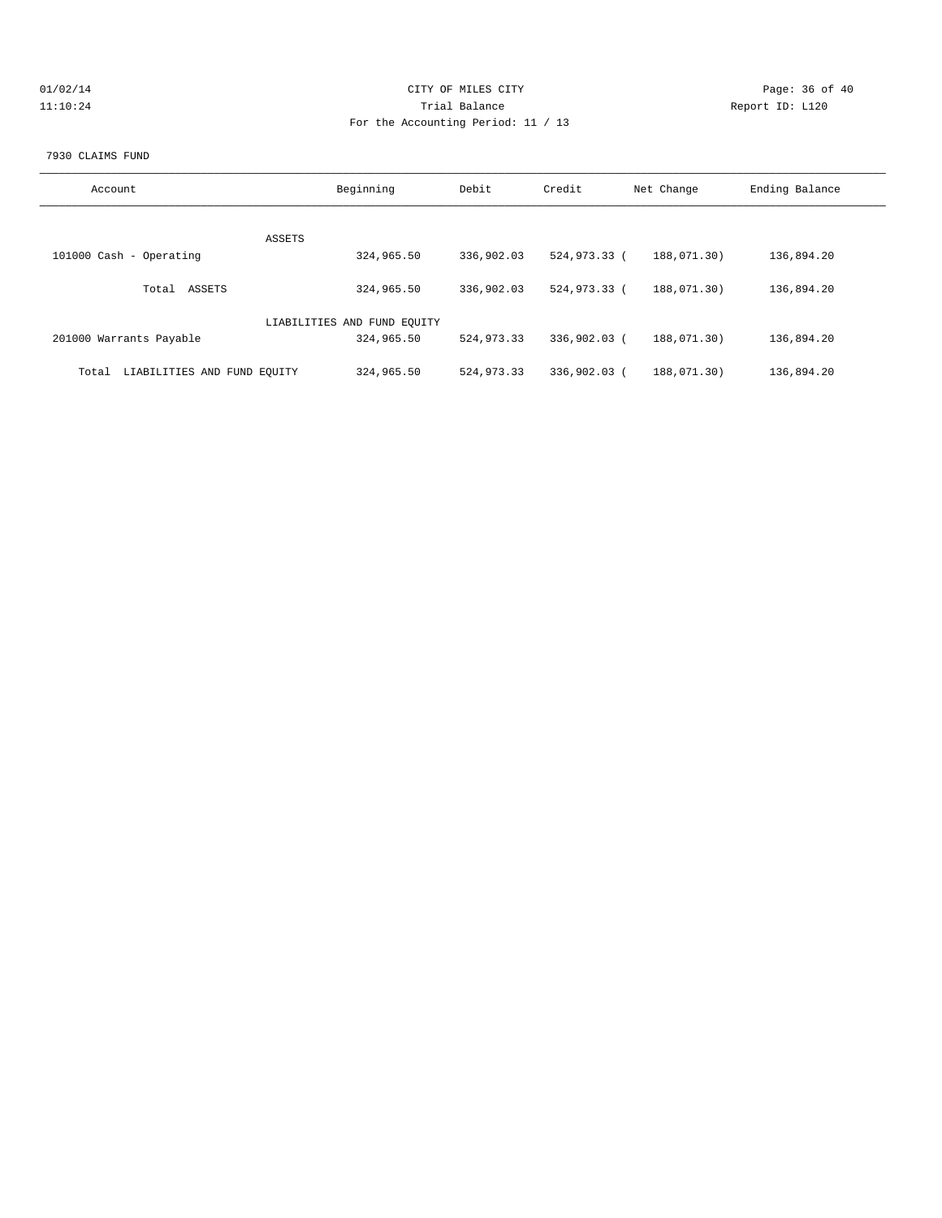CITY OF MILES CITY

Trial Balance

For the Accounting Period: 11 / 13

7930 CLAIMS FUND

| Account | Beginning | Debit | Credit | Net Change | Ending Balance |
|---|---|---|---|---|---|
| ASSETS | | | | | |
| 101000 Cash - Operating | 324,965.50 | 336,902.03 | 524,973.33 | ( 188,071.30) | 136,894.20 |
| Total ASSETS | 324,965.50 | 336,902.03 | 524,973.33 | ( 188,071.30) | 136,894.20 |
| LIABILITIES AND FUND EQUITY | | | | | |
| 201000 Warrants Payable | 324,965.50 | 524,973.33 | 336,902.03 | ( 188,071.30) | 136,894.20 |
| Total LIABILITIES AND FUND EQUITY | 324,965.50 | 524,973.33 | 336,902.03 | ( 188,071.30) | 136,894.20 |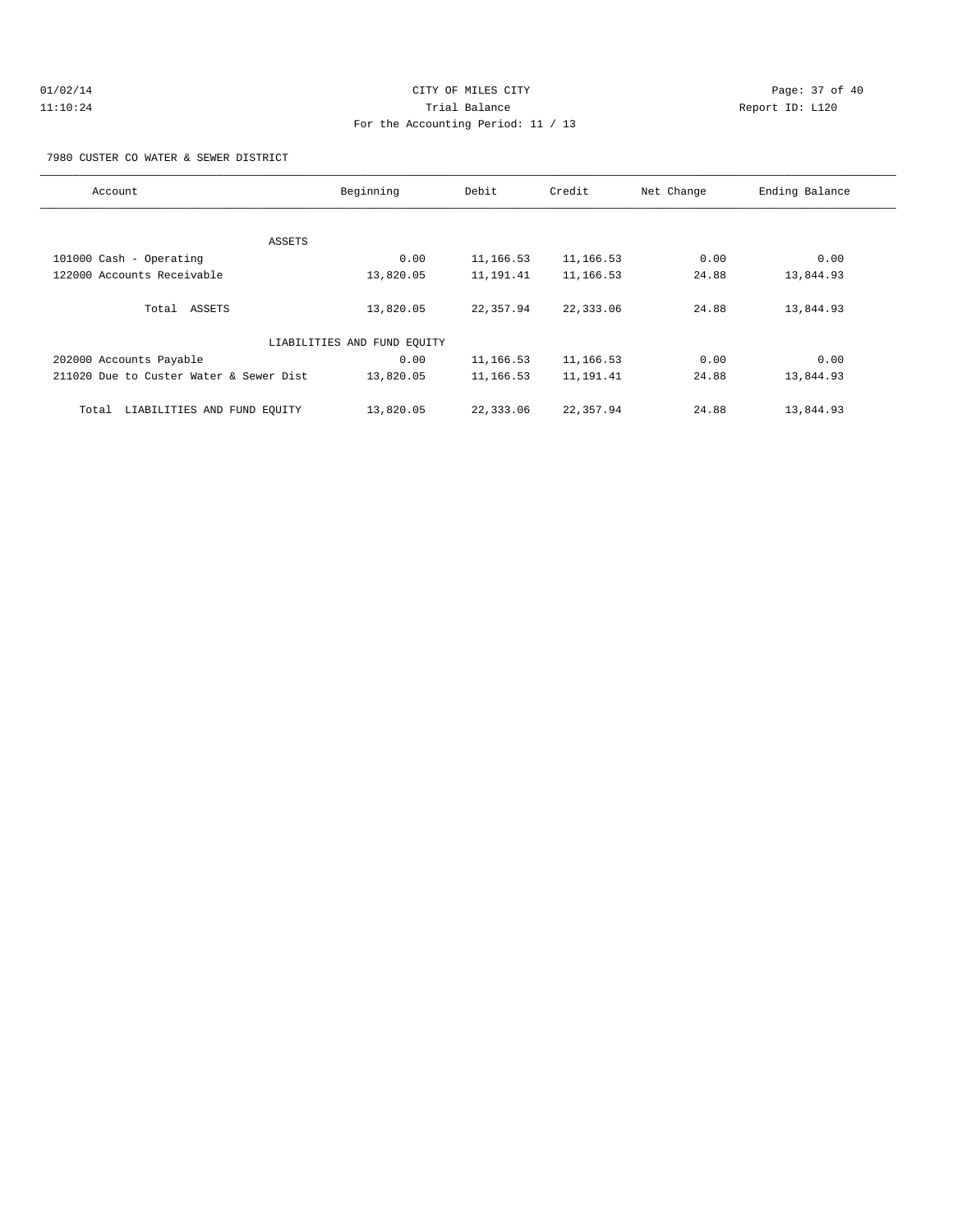# CITY OF MILES CITY

Trial Balance

For the Accounting Period: 11 / 13

01/02/14 11:10:24 Report ID: L120

7980 CUSTER CO WATER & SEWER DISTRICT

| Account | Beginning | Debit | Credit | Net Change | Ending Balance |
|---|---|---|---|---|---|
| ASSETS | | | | | |
| 101000 Cash - Operating | 0.00 | 11,166.53 | 11,166.53 | 0.00 | 0.00 |
| 122000 Accounts Receivable | 13,820.05 | 11,191.41 | 11,166.53 | 24.88 | 13,844.93 |
| Total ASSETS | 13,820.05 | 22,357.94 | 22,333.06 | 24.88 | 13,844.93 |
| LIABILITIES AND FUND EQUITY | | | | | |
| 202000 Accounts Payable | 0.00 | 11,166.53 | 11,166.53 | 0.00 | 0.00 |
| 211020 Due to Custer Water & Sewer Dist | 13,820.05 | 11,166.53 | 11,191.41 | 24.88 | 13,844.93 |
| Total LIABILITIES AND FUND EQUITY | 13,820.05 | 22,333.06 | 22,357.94 | 24.88 | 13,844.93 |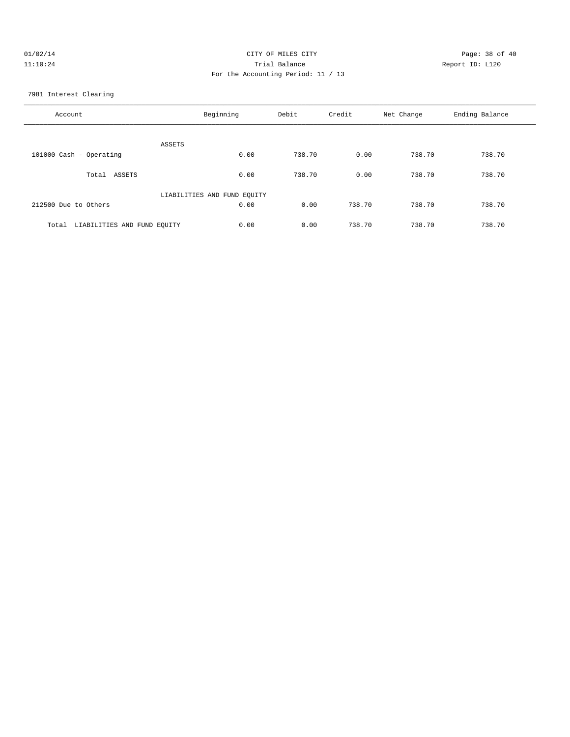CITY OF MILES CITY

Trial Balance

For the Accounting Period: 11 / 13

01/02/14 11:10:24 Report ID: L120

7981 Interest Clearing

| Account | Beginning | Debit | Credit | Net Change | Ending Balance |
|---|---|---|---|---|---|
| ASSETS | | | | | |
| 101000 Cash - Operating | 0.00 | 738.70 | 0.00 | 738.70 | 738.70 |
| Total ASSETS | 0.00 | 738.70 | 0.00 | 738.70 | 738.70 |
| LIABILITIES AND FUND EQUITY | | | | | |
| 212500 Due to Others | 0.00 | 0.00 | 738.70 | 738.70 | 738.70 |
| Total LIABILITIES AND FUND EQUITY | 0.00 | 0.00 | 738.70 | 738.70 | 738.70 |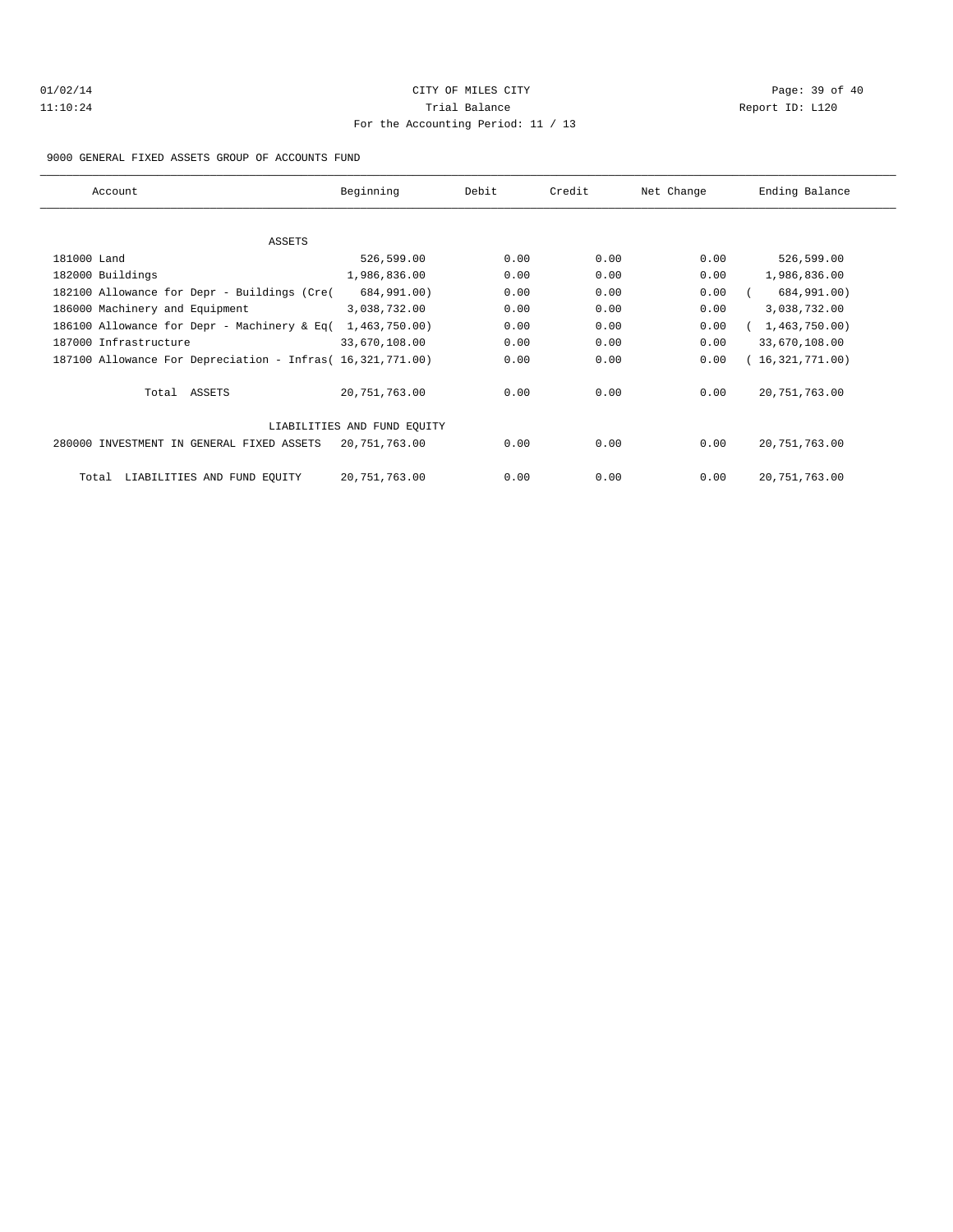01/02/14 CITY OF MILES CITY
11:10:24 Trial Balance Report ID: L120
For the Accounting Period: 11 / 13

9000 GENERAL FIXED ASSETS GROUP OF ACCOUNTS FUND

| Account | Beginning | Debit | Credit | Net Change | Ending Balance |
|---|---|---|---|---|---|
| ASSETS | | | | | |
| 181000 Land | 526,599.00 | 0.00 | 0.00 | 0.00 | 526,599.00 |
| 182000 Buildings | 1,986,836.00 | 0.00 | 0.00 | 0.00 | 1,986,836.00 |
| 182100 Allowance for Depr - Buildings (Cre( | 684,991.00) | 0.00 | 0.00 | 0.00 | ( 684,991.00) |
| 186000 Machinery and Equipment | 3,038,732.00 | 0.00 | 0.00 | 0.00 | 3,038,732.00 |
| 186100 Allowance for Depr - Machinery & Eq( | 1,463,750.00) | 0.00 | 0.00 | 0.00 | ( 1,463,750.00) |
| 187000 Infrastructure | 33,670,108.00 | 0.00 | 0.00 | 0.00 | 33,670,108.00 |
| 187100 Allowance For Depreciation - Infras( | 16,321,771.00) | 0.00 | 0.00 | 0.00 | ( 16,321,771.00) |
| Total ASSETS | 20,751,763.00 | 0.00 | 0.00 | 0.00 | 20,751,763.00 |
| LIABILITIES AND FUND EQUITY | | | | | |
| 280000 INVESTMENT IN GENERAL FIXED ASSETS | 20,751,763.00 | 0.00 | 0.00 | 0.00 | 20,751,763.00 |
| Total LIABILITIES AND FUND EQUITY | 20,751,763.00 | 0.00 | 0.00 | 0.00 | 20,751,763.00 |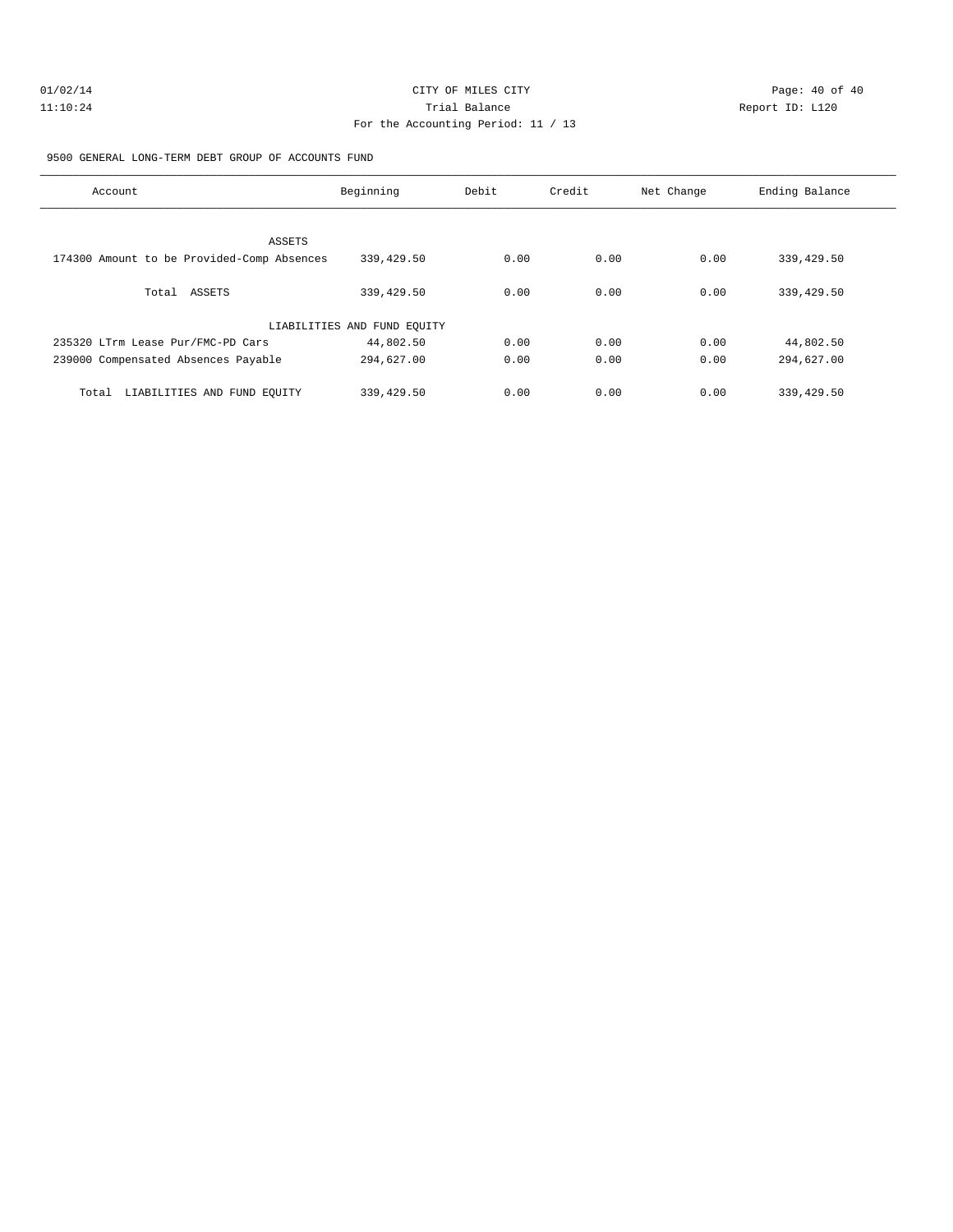CITY OF MILES CITY
Trial Balance
For the Accounting Period: 11 / 13

01/02/14
11:10:24

Report ID: L120

9500 GENERAL LONG-TERM DEBT GROUP OF ACCOUNTS FUND

| Account | Beginning | Debit | Credit | Net Change | Ending Balance |
|---|---|---|---|---|---|
| ASSETS | | | | | |
| 174300 Amount to be Provided-Comp Absences | 339,429.50 | 0.00 | 0.00 | 0.00 | 339,429.50 |
| Total ASSETS | 339,429.50 | 0.00 | 0.00 | 0.00 | 339,429.50 |
| LIABILITIES AND FUND EQUITY | | | | | |
| 235320 LTrm Lease Pur/FMC-PD Cars | 44,802.50 | 0.00 | 0.00 | 0.00 | 44,802.50 |
| 239000 Compensated Absences Payable | 294,627.00 | 0.00 | 0.00 | 0.00 | 294,627.00 |
| Total LIABILITIES AND FUND EQUITY | 339,429.50 | 0.00 | 0.00 | 0.00 | 339,429.50 |